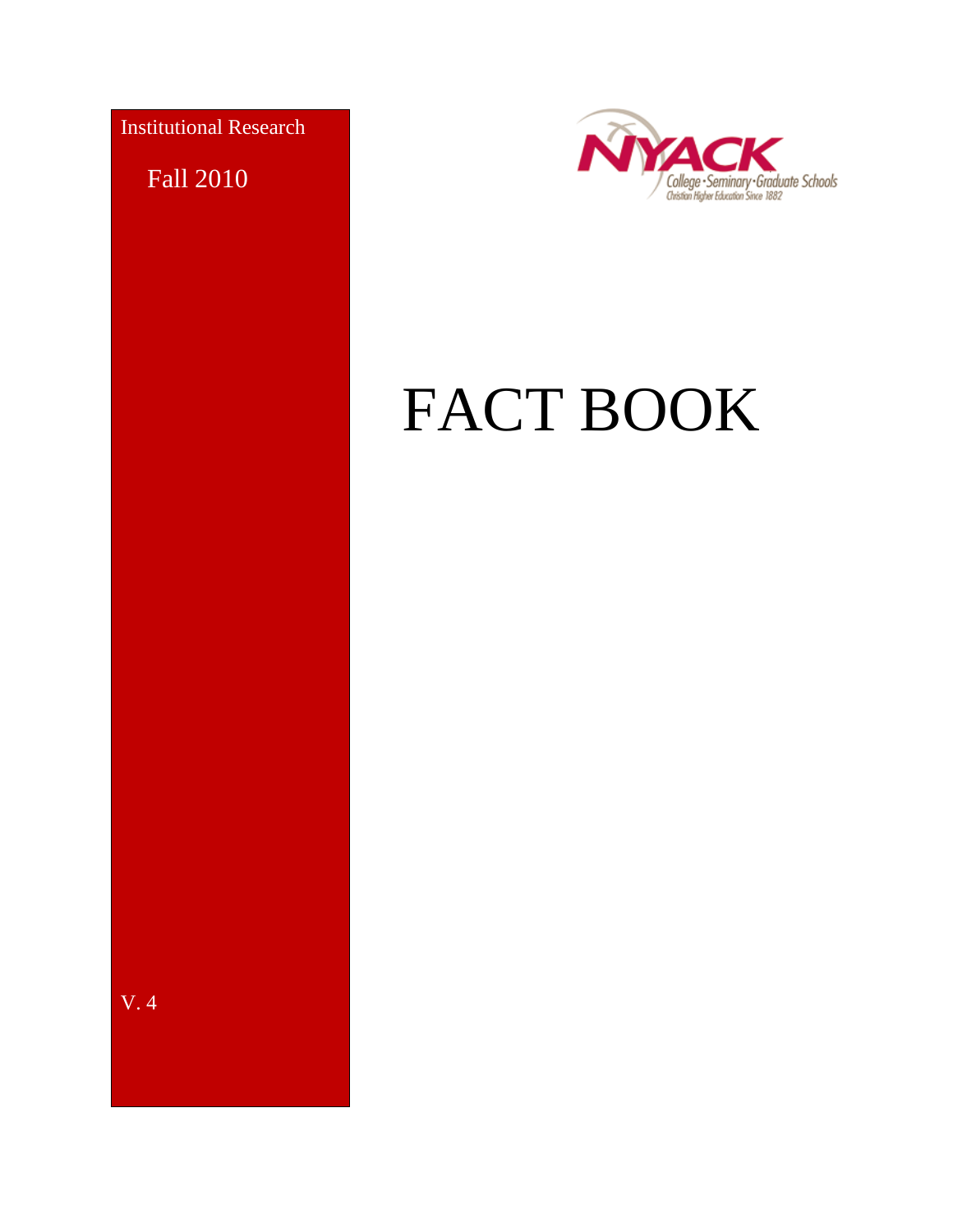Institutional Research

Fall 2010

NYACK

College · Seminary · Graduate Schools

Christian Higher Education Since 1882

# FACT BOOK

V. 4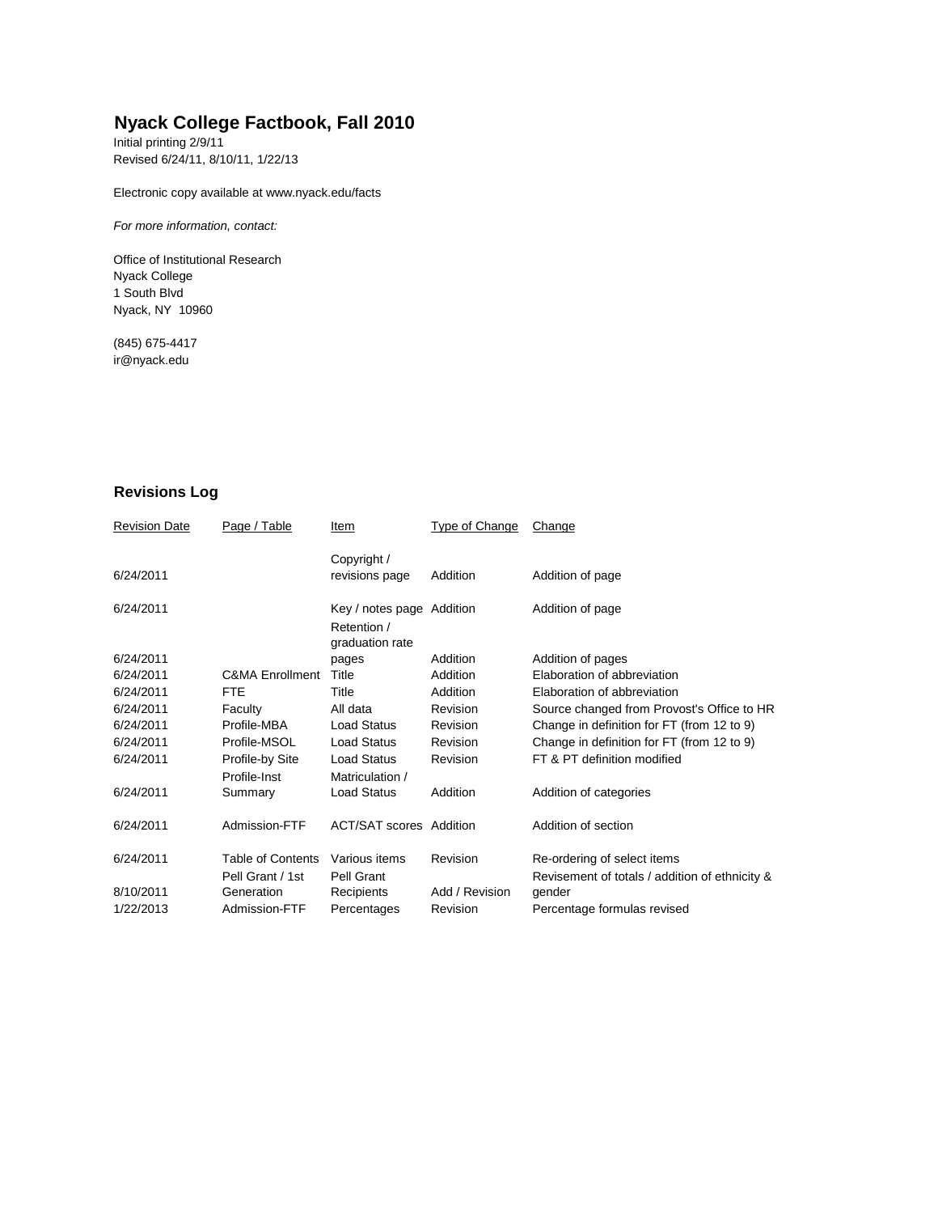# Nyack College Factbook, Fall 2010

Initial printing 2/9/11
Revised 6/24/11, 8/10/11, 1/22/13

Electronic copy available at www.nyack.edu/facts

*For more information, contact:*

Office of Institutional Research
Nyack College
1 South Blvd
Nyack, NY 10960

(845) 675-4417
ir@nyack.edu

## Revisions Log

| Revision Date | Page / Table | Item | Type of Change | Change |
|---|---|---|---|---|
| 6/24/2011 | | Copyright / revisions page | Addition | Addition of page |
| 6/24/2011 | | Key / notes page | Addition | Addition of page |
| 6/24/2011 | | Retention / graduation rate pages | Addition | Addition of pages |
| 6/24/2011 | C&MA Enrollment | Title | Addition | Elaboration of abbreviation |
| 6/24/2011 | FTE | Title | Addition | Elaboration of abbreviation |
| 6/24/2011 | Faculty | All data | Revision | Source changed from Provost's Office to HR |
| 6/24/2011 | Profile-MBA | Load Status | Revision | Change in definition for FT (from 12 to 9) |
| 6/24/2011 | Profile-MSOL | Load Status | Revision | Change in definition for FT (from 12 to 9) |
| 6/24/2011 | Profile-by Site | Load Status | Revision | FT & PT definition modified |
| 6/24/2011 | Profile-Inst Summary | Matriculation / Load Status | Addition | Addition of categories |
| 6/24/2011 | Admission-FTF | ACT/SAT scores | Addition | Addition of section |
| 6/24/2011 | Table of Contents | Various items | Revision | Re-ordering of select items |
| 8/10/2011 | Pell Grant / 1st Generation | Pell Grant Recipients | Add / Revision | Revisement of totals / addition of ethnicity & gender |
| 1/22/2013 | Admission-FTF | Percentages | Revision | Percentage formulas revised |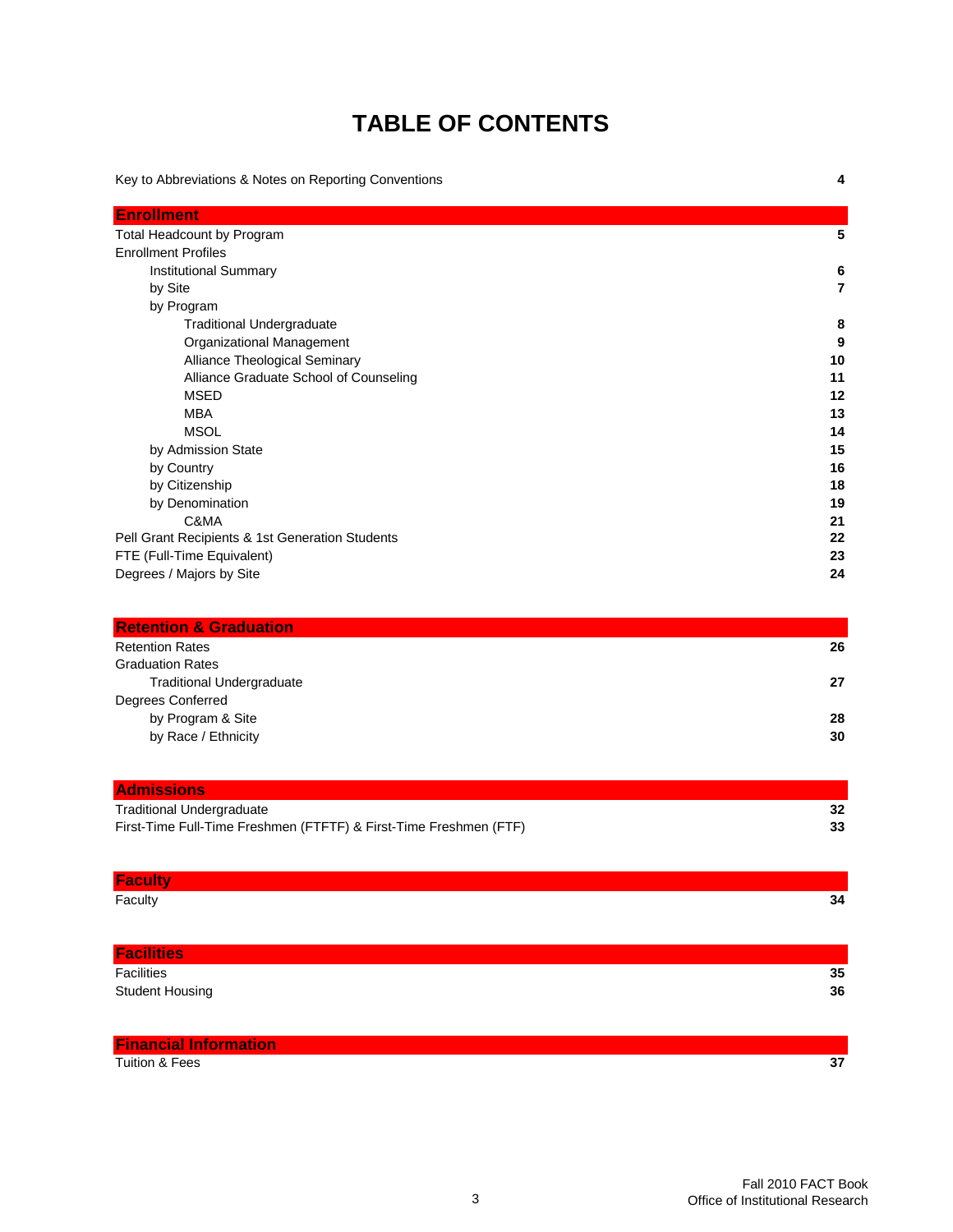# TABLE OF CONTENTS

| | |
|---|---|
| Key to Abbreviations & Notes on Reporting Conventions | **4** |
| **Enrollment** | |
| Total Headcount by Program | **5** |
| Enrollment Profiles | |
| Institutional Summary | **6** |
| by Site | **7** |
| by Program | |
| Traditional Undergraduate | **8** |
| Organizational Management | **9** |
| Alliance Theological Seminary | **10** |
| Alliance Graduate School of Counseling | **11** |
| MSED | **12** |
| MBA | **13** |
| MSOL | **14** |
| by Admission State | **15** |
| by Country | **16** |
| by Citizenship | **18** |
| by Denomination | **19** |
| C&MA | **21** |
| Pell Grant Recipients & 1st Generation Students | **22** |
| FTE (Full-Time Equivalent) | **23** |
| Degrees / Majors by Site | **24** |
| **Retention & Graduation** | |
| Retention Rates | **26** |
| Graduation Rates | |
| Traditional Undergraduate | **27** |
| Degrees Conferred | |
| by Program & Site | **28** |
| by Race / Ethnicity | **30** |
| **Admissions** | |
| Traditional Undergraduate | **32** |
| First-Time Full-Time Freshmen (FTFTF) & First-Time Freshmen (FTF) | **33** |
| **Faculty** | |
| Faculty | **34** |
| **Facilities** | |
| Facilities | **35** |
| Student Housing | **36** |
| **Financial Information** | |
| Tuition & Fees | **37** |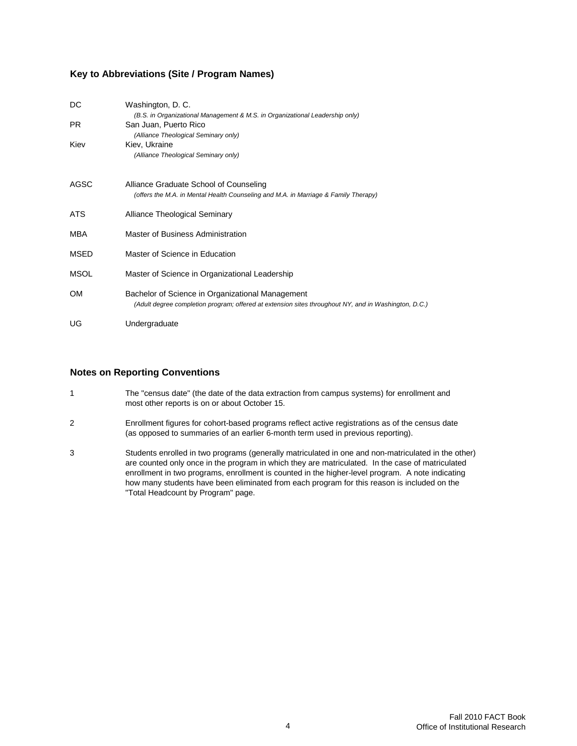## Key to Abbreviations (Site / Program Names)

| | |
|---|---|
| DC | Washington, D. C.<br>*(B.S. in Organizational Management & M.S. in Organizational Leadership only)* |
| PR | San Juan, Puerto Rico<br>*(Alliance Theological Seminary only)* |
| Kiev | Kiev, Ukraine<br>*(Alliance Theological Seminary only)* |
| AGSC | Alliance Graduate School of Counseling<br>*(offers the M.A. in Mental Health Counseling and M.A. in Marriage & Family Therapy)* |
| ATS | Alliance Theological Seminary |
| MBA | Master of Business Administration |
| MSED | Master of Science in Education |
| MSOL | Master of Science in Organizational Leadership |
| OM | Bachelor of Science in Organizational Management<br>*(Adult degree completion program; offered at extension sites throughout NY, and in Washington, D.C.)* |
| UG | Undergraduate |

## Notes on Reporting Conventions

1. The "census date" (the date of the data extraction from campus systems) for enrollment and most other reports is on or about October 15.

2. Enrollment figures for cohort-based programs reflect active registrations as of the census date (as opposed to summaries of an earlier 6-month term used in previous reporting).

3. Students enrolled in two programs (generally matriculated in one and non-matriculated in the other) are counted only once in the program in which they are matriculated. In the case of matriculated enrollment in two programs, enrollment is counted in the higher-level program. A note indicating how many students have been eliminated from each program for this reason is included on the "Total Headcount by Program" page.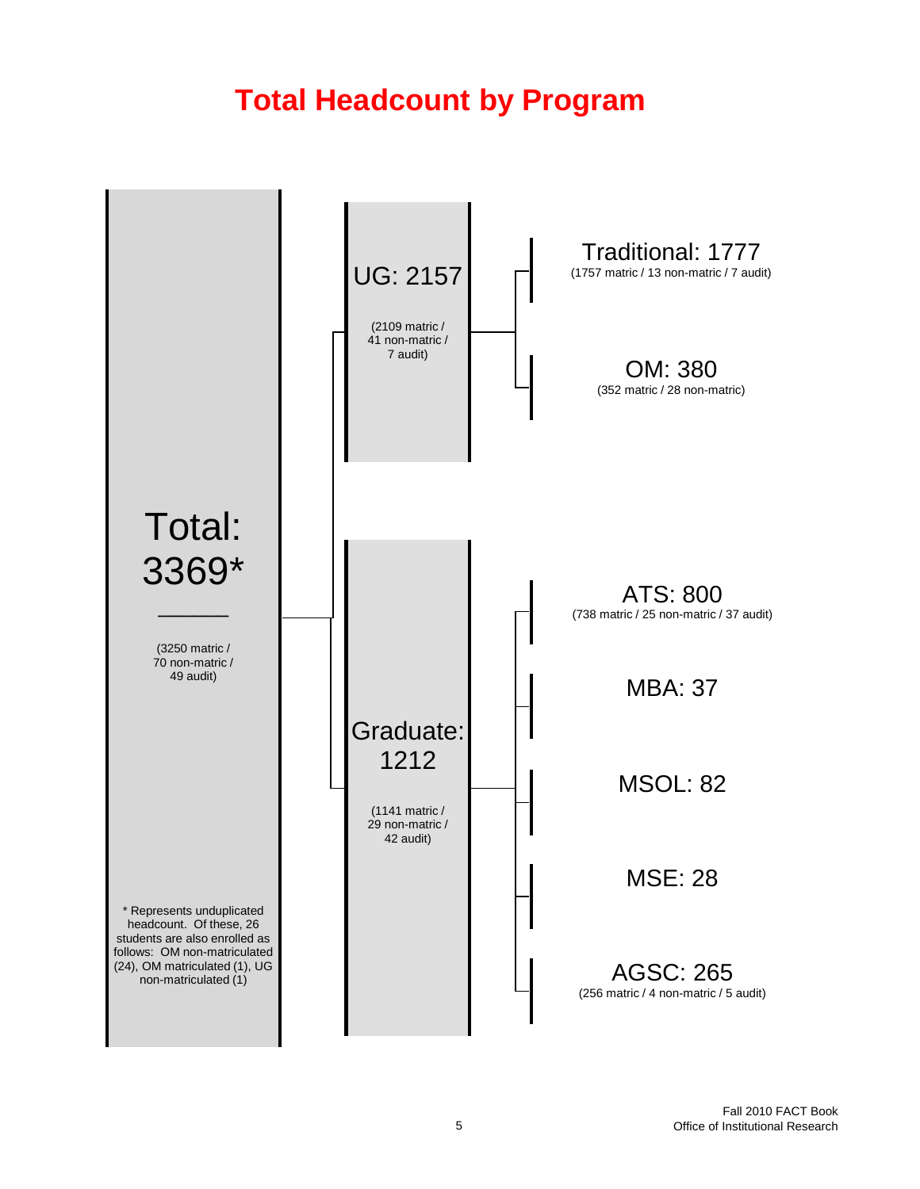# Total Headcount by Program

**Total: 3369***

(3250 matric / 70 non-matric / 49 audit)

* Represents unduplicated headcount. Of these, 26 students are also enrolled as follows: OM non-matriculated (24), OM matriculated (1), UG non-matriculated (1)

**UG: 2157**

(2109 matric / 41 non-matric / 7 audit)

- Traditional: 1777
  (1757 matric / 13 non-matric / 7 audit)
- OM: 380
  (352 matric / 28 non-matric)

**Graduate: 1212**

(1141 matric / 29 non-matric / 42 audit)

- ATS: 800
  (738 matric / 25 non-matric / 37 audit)
- MBA: 37
- MSOL: 82
- MSE: 28
- AGSC: 265
  (256 matric / 4 non-matric / 5 audit)

Fall 2010 FACT Book
Office of Institutional Research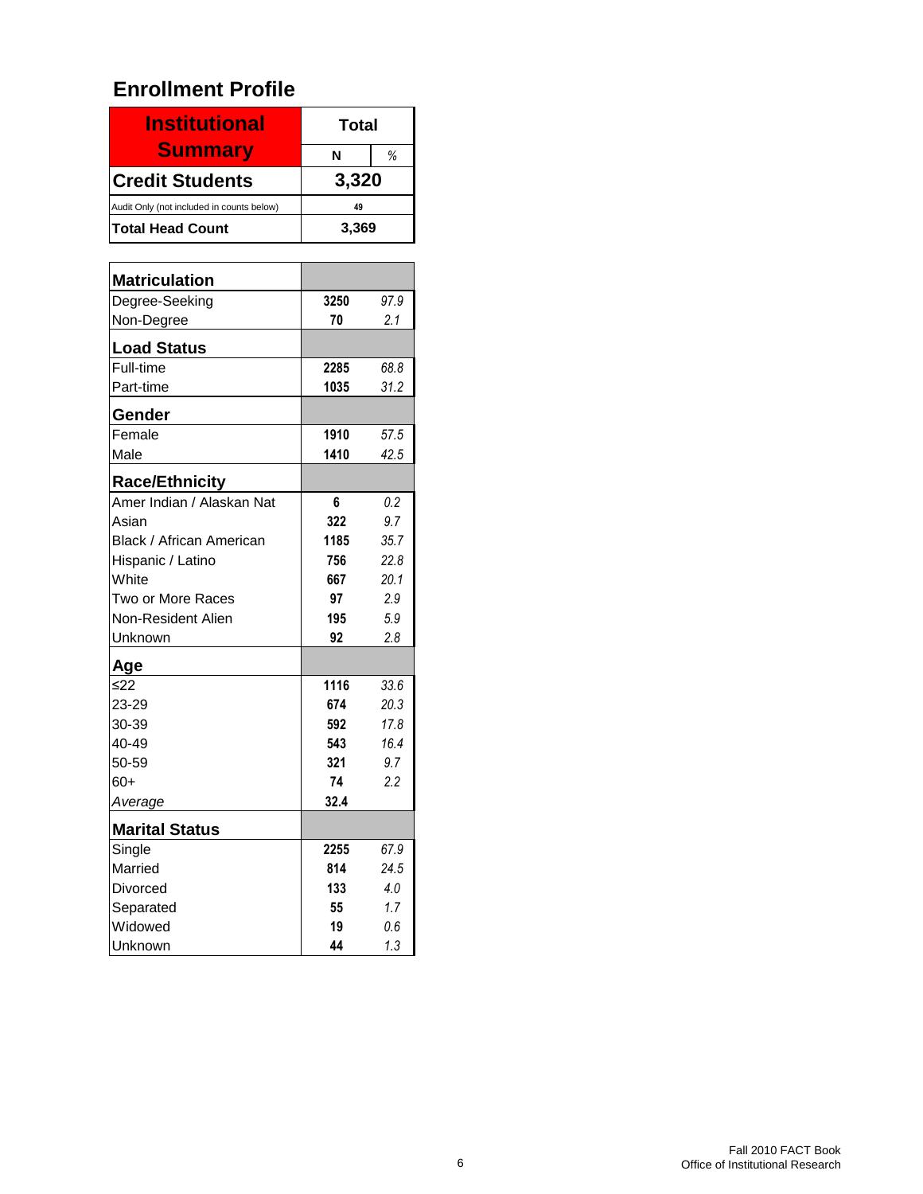# Enrollment Profile

| Institutional Summary | Total | |
|---|---|---|
| | N | % |
| **Credit Students** | **3,320** | |
| Audit Only (not included in counts below) | 49 | |
| **Total Head Count** | **3,369** | |

| | N | % |
|---|---|---|
| **Matriculation** | | |
| Degree-Seeking | 3250 | 97.9 |
| Non-Degree | 70 | 2.1 |
| **Load Status** | | |
| Full-time | 2285 | 68.8 |
| Part-time | 1035 | 31.2 |
| **Gender** | | |
| Female | 1910 | 57.5 |
| Male | 1410 | 42.5 |
| **Race/Ethnicity** | | |
| Amer Indian / Alaskan Nat | 6 | 0.2 |
| Asian | 322 | 9.7 |
| Black / African American | 1185 | 35.7 |
| Hispanic / Latino | 756 | 22.8 |
| White | 667 | 20.1 |
| Two or More Races | 97 | 2.9 |
| Non-Resident Alien | 195 | 5.9 |
| Unknown | 92 | 2.8 |
| **Age** | | |
| ≤22 | 1116 | 33.6 |
| 23-29 | 674 | 20.3 |
| 30-39 | 592 | 17.8 |
| 40-49 | 543 | 16.4 |
| 50-59 | 321 | 9.7 |
| 60+ | 74 | 2.2 |
| *Average* | 32.4 | |
| **Marital Status** | | |
| Single | 2255 | 67.9 |
| Married | 814 | 24.5 |
| Divorced | 133 | 4.0 |
| Separated | 55 | 1.7 |
| Widowed | 19 | 0.6 |
| Unknown | 44 | 1.3 |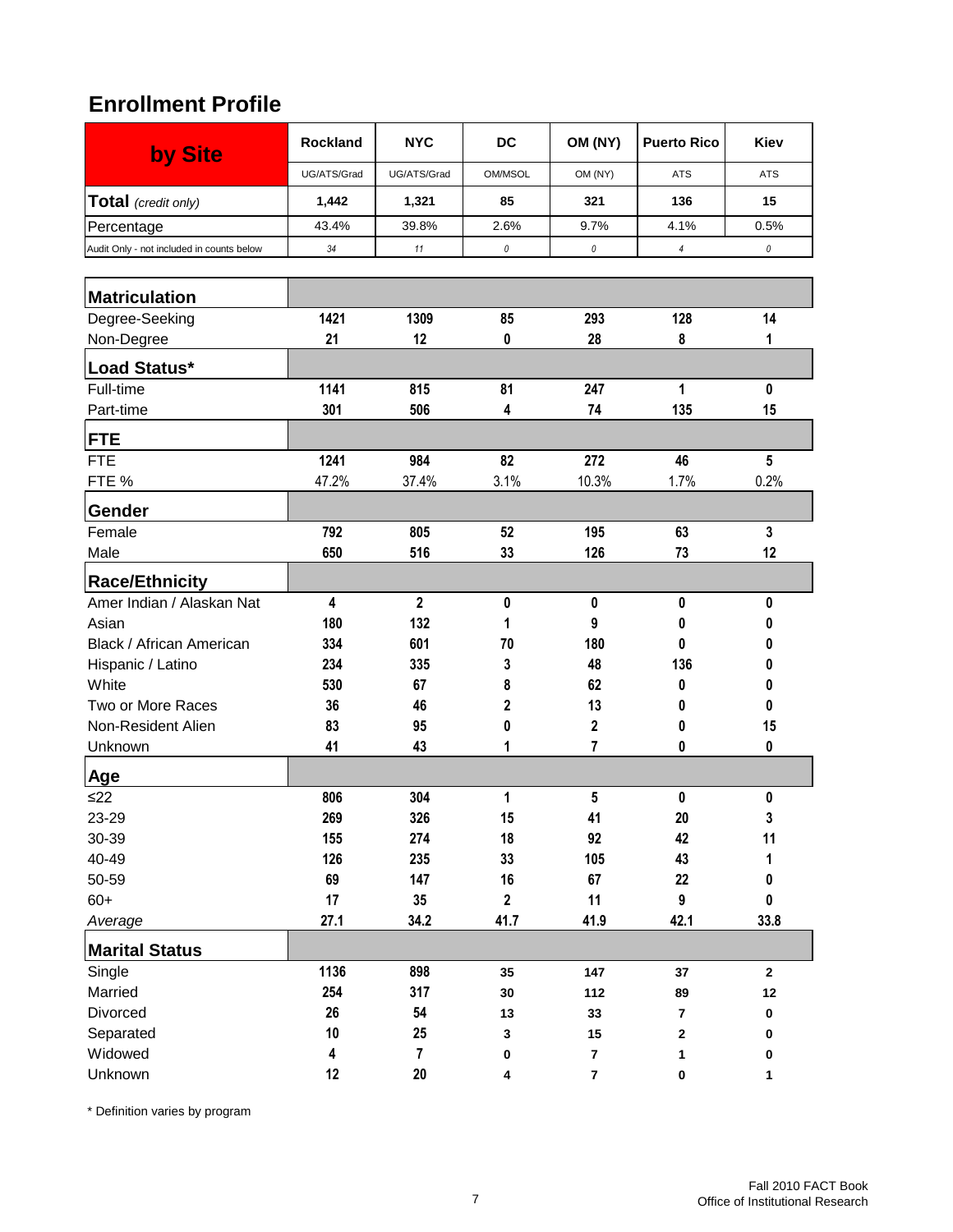## Enrollment Profile

| by Site | Rockland | NYC | DC | OM (NY) | Puerto Rico | Kiev |
|---|---|---|---|---|---|---|
| | UG/ATS/Grad | UG/ATS/Grad | OM/MSOL | OM (NY) | ATS | ATS |
| **Total** *(credit only)* | **1,442** | **1,321** | **85** | **321** | **136** | **15** |
| Percentage | 43.4% | 39.8% | 2.6% | 9.7% | 4.1% | 0.5% |
| Audit Only - not included in counts below | *34* | *11* | *0* | *0* | *4* | *0* |
| **Matriculation** | | | | | | |
| Degree-Seeking | 1421 | 1309 | 85 | 293 | 128 | 14 |
| Non-Degree | 21 | 12 | 0 | 28 | 8 | 1 |
| **Load Status*** | | | | | | |
| Full-time | 1141 | 815 | 81 | 247 | 1 | 0 |
| Part-time | 301 | 506 | 4 | 74 | 135 | 15 |
| **FTE** | | | | | | |
| FTE | 1241 | 984 | 82 | 272 | 46 | 5 |
| FTE % | 47.2% | 37.4% | 3.1% | 10.3% | 1.7% | 0.2% |
| **Gender** | | | | | | |
| Female | 792 | 805 | 52 | 195 | 63 | 3 |
| Male | 650 | 516 | 33 | 126 | 73 | 12 |
| **Race/Ethnicity** | | | | | | |
| Amer Indian / Alaskan Nat | 4 | 2 | 0 | 0 | 0 | 0 |
| Asian | 180 | 132 | 1 | 9 | 0 | 0 |
| Black / African American | 334 | 601 | 70 | 180 | 0 | 0 |
| Hispanic / Latino | 234 | 335 | 3 | 48 | 136 | 0 |
| White | 530 | 67 | 8 | 62 | 0 | 0 |
| Two or More Races | 36 | 46 | 2 | 13 | 0 | 0 |
| Non-Resident Alien | 83 | 95 | 0 | 2 | 0 | 15 |
| Unknown | 41 | 43 | 1 | 7 | 0 | 0 |
| **Age** | | | | | | |
| ≤22 | 806 | 304 | 1 | 5 | 0 | 0 |
| 23-29 | 269 | 326 | 15 | 41 | 20 | 3 |
| 30-39 | 155 | 274 | 18 | 92 | 42 | 11 |
| 40-49 | 126 | 235 | 33 | 105 | 43 | 1 |
| 50-59 | 69 | 147 | 16 | 67 | 22 | 0 |
| 60+ | 17 | 35 | 2 | 11 | 9 | 0 |
| *Average* | 27.1 | 34.2 | 41.7 | 41.9 | 42.1 | 33.8 |
| **Marital Status** | | | | | | |
| Single | 1136 | 898 | 35 | 147 | 37 | 2 |
| Married | 254 | 317 | 30 | 112 | 89 | 12 |
| Divorced | 26 | 54 | 13 | 33 | 7 | 0 |
| Separated | 10 | 25 | 3 | 15 | 2 | 0 |
| Widowed | 4 | 7 | 0 | 7 | 1 | 0 |
| Unknown | 12 | 20 | 4 | 7 | 0 | 1 |

\* Definition varies by program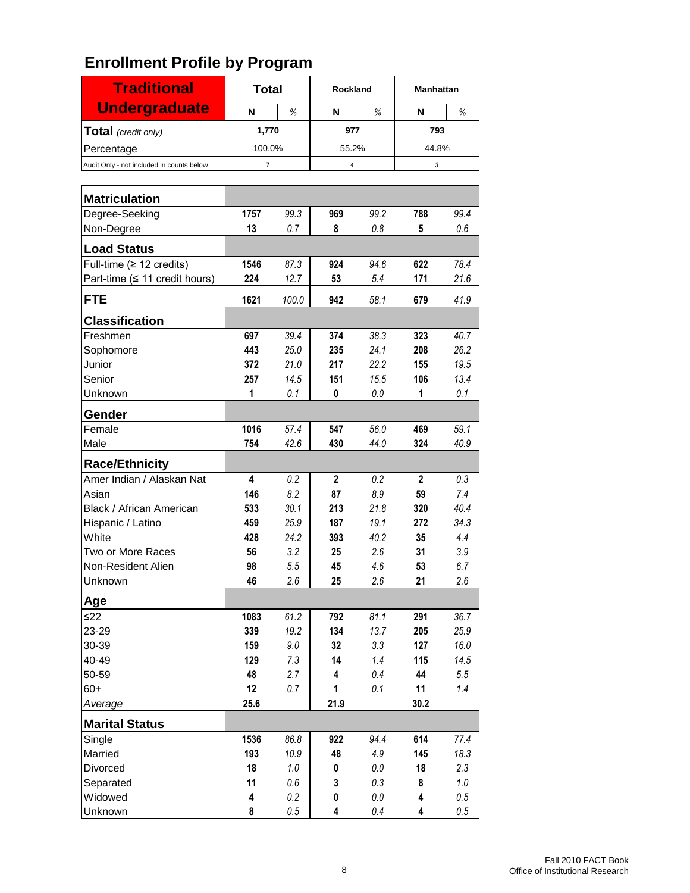# Enrollment Profile by Program

| Traditional Undergraduate | Total | | Rockland | | Manhattan | |
|---|---|---|---|---|---|---|
| | N | % | N | % | N | % |
| **Total** *(credit only)* | 1,770 | | 977 | | 793 | |
| Percentage | 100.0% | | 55.2% | | 44.8% | |
| Audit Only - not included in counts below | 7 | | 4 | | 3 | |

| | Total N | Total % | Rockland N | Rockland % | Manhattan N | Manhattan % |
|---|---|---|---|---|---|---|
| **Matriculation** | | | | | | |
| Degree-Seeking | 1757 | 99.3 | 969 | 99.2 | 788 | 99.4 |
| Non-Degree | 13 | 0.7 | 8 | 0.8 | 5 | 0.6 |
| **Load Status** | | | | | | |
| Full-time (≥ 12 credits) | 1546 | 87.3 | 924 | 94.6 | 622 | 78.4 |
| Part-time (≤ 11 credit hours) | 224 | 12.7 | 53 | 5.4 | 171 | 21.6 |
| **FTE** | 1621 | 100.0 | 942 | 58.1 | 679 | 41.9 |
| **Classification** | | | | | | |
| Freshmen | 697 | 39.4 | 374 | 38.3 | 323 | 40.7 |
| Sophomore | 443 | 25.0 | 235 | 24.1 | 208 | 26.2 |
| Junior | 372 | 21.0 | 217 | 22.2 | 155 | 19.5 |
| Senior | 257 | 14.5 | 151 | 15.5 | 106 | 13.4 |
| Unknown | 1 | 0.1 | 0 | 0.0 | 1 | 0.1 |
| **Gender** | | | | | | |
| Female | 1016 | 57.4 | 547 | 56.0 | 469 | 59.1 |
| Male | 754 | 42.6 | 430 | 44.0 | 324 | 40.9 |
| **Race/Ethnicity** | | | | | | |
| Amer Indian / Alaskan Nat | 4 | 0.2 | 2 | 0.2 | 2 | 0.3 |
| Asian | 146 | 8.2 | 87 | 8.9 | 59 | 7.4 |
| Black / African American | 533 | 30.1 | 213 | 21.8 | 320 | 40.4 |
| Hispanic / Latino | 459 | 25.9 | 187 | 19.1 | 272 | 34.3 |
| White | 428 | 24.2 | 393 | 40.2 | 35 | 4.4 |
| Two or More Races | 56 | 3.2 | 25 | 2.6 | 31 | 3.9 |
| Non-Resident Alien | 98 | 5.5 | 45 | 4.6 | 53 | 6.7 |
| Unknown | 46 | 2.6 | 25 | 2.6 | 21 | 2.6 |
| **Age** | | | | | | |
| ≤22 | 1083 | 61.2 | 792 | 81.1 | 291 | 36.7 |
| 23-29 | 339 | 19.2 | 134 | 13.7 | 205 | 25.9 |
| 30-39 | 159 | 9.0 | 32 | 3.3 | 127 | 16.0 |
| 40-49 | 129 | 7.3 | 14 | 1.4 | 115 | 14.5 |
| 50-59 | 48 | 2.7 | 4 | 0.4 | 44 | 5.5 |
| 60+ | 12 | 0.7 | 1 | 0.1 | 11 | 1.4 |
| *Average* | 25.6 | | 21.9 | | 30.2 | |
| **Marital Status** | | | | | | |
| Single | 1536 | 86.8 | 922 | 94.4 | 614 | 77.4 |
| Married | 193 | 10.9 | 48 | 4.9 | 145 | 18.3 |
| Divorced | 18 | 1.0 | 0 | 0.0 | 18 | 2.3 |
| Separated | 11 | 0.6 | 3 | 0.3 | 8 | 1.0 |
| Widowed | 4 | 0.2 | 0 | 0.0 | 4 | 0.5 |
| Unknown | 8 | 0.5 | 4 | 0.4 | 4 | 0.5 |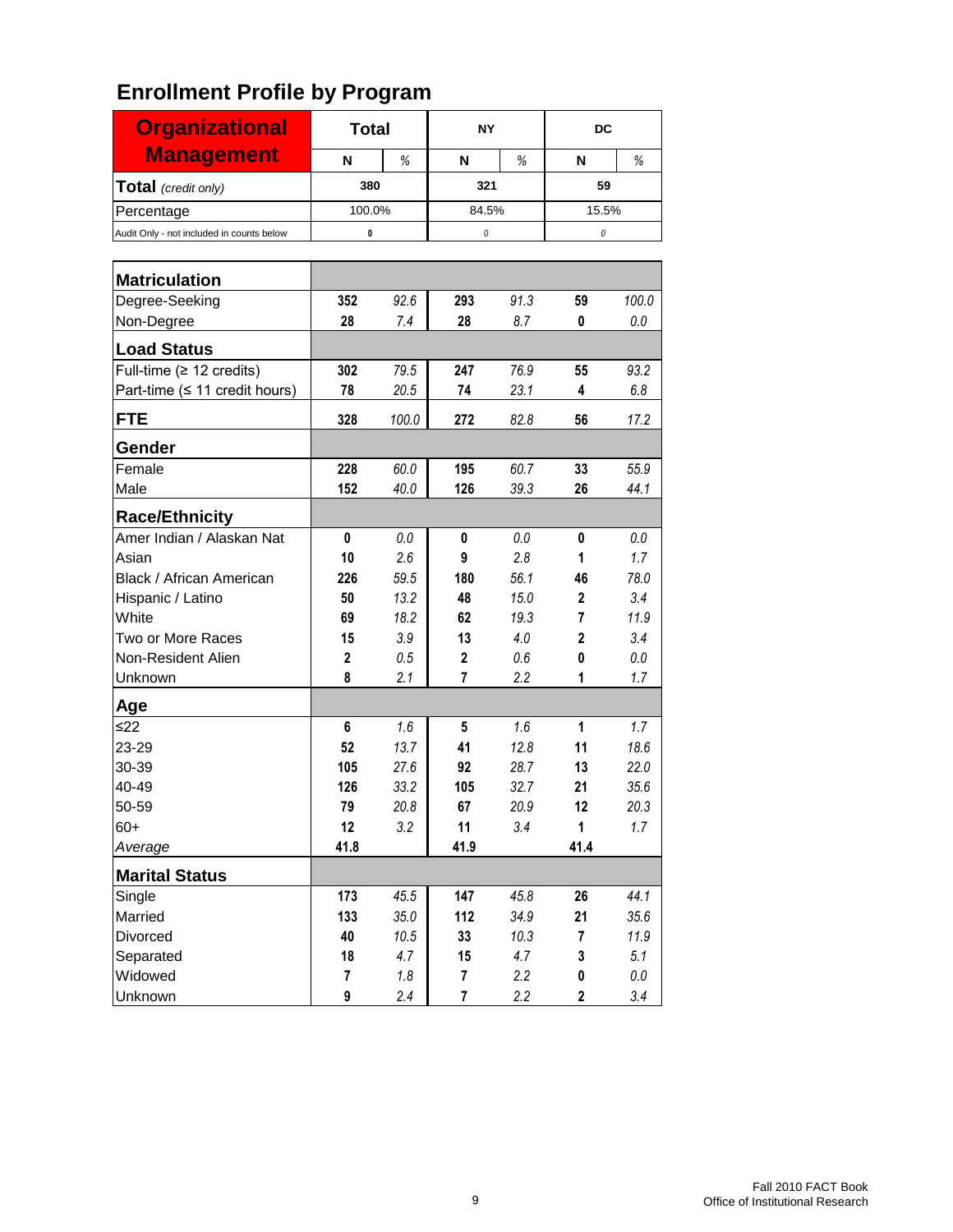# Enrollment Profile by Program

| Organizational Management | Total | | NY | | DC | |
|---|---|---|---|---|---|---|
| | N | % | N | % | N | % |
| **Total** *(credit only)* | 380 | | 321 | | 59 | |
| Percentage | 100.0% | | 84.5% | | 15.5% | |
| Audit Only - not included in counts below | 0 | | 0 | | 0 | |

| | N | % | N | % | N | % |
|---|---|---|---|---|---|---|
| **Matriculation** | | | | | | |
| Degree-Seeking | 352 | 92.6 | 293 | 91.3 | 59 | 100.0 |
| Non-Degree | 28 | 7.4 | 28 | 8.7 | 0 | 0.0 |
| **Load Status** | | | | | | |
| Full-time (≥ 12 credits) | 302 | 79.5 | 247 | 76.9 | 55 | 93.2 |
| Part-time (≤ 11 credit hours) | 78 | 20.5 | 74 | 23.1 | 4 | 6.8 |
| **FTE** | 328 | 100.0 | 272 | 82.8 | 56 | 17.2 |
| **Gender** | | | | | | |
| Female | 228 | 60.0 | 195 | 60.7 | 33 | 55.9 |
| Male | 152 | 40.0 | 126 | 39.3 | 26 | 44.1 |
| **Race/Ethnicity** | | | | | | |
| Amer Indian / Alaskan Nat | 0 | 0.0 | 0 | 0.0 | 0 | 0.0 |
| Asian | 10 | 2.6 | 9 | 2.8 | 1 | 1.7 |
| Black / African American | 226 | 59.5 | 180 | 56.1 | 46 | 78.0 |
| Hispanic / Latino | 50 | 13.2 | 48 | 15.0 | 2 | 3.4 |
| White | 69 | 18.2 | 62 | 19.3 | 7 | 11.9 |
| Two or More Races | 15 | 3.9 | 13 | 4.0 | 2 | 3.4 |
| Non-Resident Alien | 2 | 0.5 | 2 | 0.6 | 0 | 0.0 |
| Unknown | 8 | 2.1 | 7 | 2.2 | 1 | 1.7 |
| **Age** | | | | | | |
| ≤22 | 6 | 1.6 | 5 | 1.6 | 1 | 1.7 |
| 23-29 | 52 | 13.7 | 41 | 12.8 | 11 | 18.6 |
| 30-39 | 105 | 27.6 | 92 | 28.7 | 13 | 22.0 |
| 40-49 | 126 | 33.2 | 105 | 32.7 | 21 | 35.6 |
| 50-59 | 79 | 20.8 | 67 | 20.9 | 12 | 20.3 |
| 60+ | 12 | 3.2 | 11 | 3.4 | 1 | 1.7 |
| *Average* | 41.8 | | 41.9 | | 41.4 | |
| **Marital Status** | | | | | | |
| Single | 173 | 45.5 | 147 | 45.8 | 26 | 44.1 |
| Married | 133 | 35.0 | 112 | 34.9 | 21 | 35.6 |
| Divorced | 40 | 10.5 | 33 | 10.3 | 7 | 11.9 |
| Separated | 18 | 4.7 | 15 | 4.7 | 3 | 5.1 |
| Widowed | 7 | 1.8 | 7 | 2.2 | 0 | 0.0 |
| Unknown | 9 | 2.4 | 7 | 2.2 | 2 | 3.4 |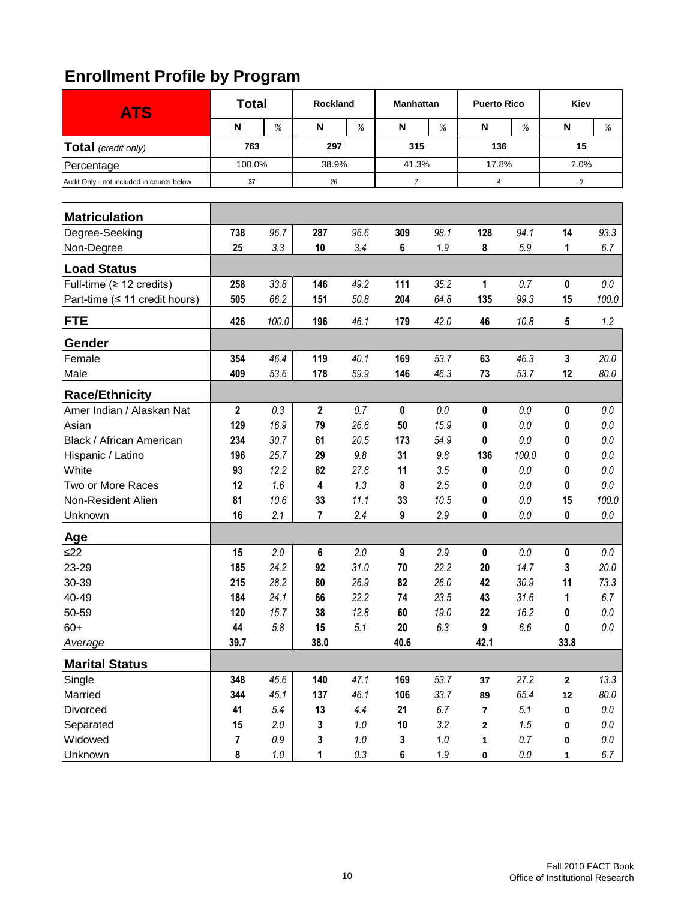# Enrollment Profile by Program

| ATS | Total | | Rockland | | Manhattan | | Puerto Rico | | Kiev | |
|---|---|---|---|---|---|---|---|---|---|---|
| | N | % | N | % | N | % | N | % | N | % |
| **Total** *(credit only)* | 763 | | 297 | | 315 | | 136 | | 15 | |
| Percentage | 100.0% | | 38.9% | | 41.3% | | 17.8% | | 2.0% | |
| Audit Only - not included in counts below | 37 | | *26* | | *7* | | *4* | | *0* | |
| **Matriculation** | | | | | | | | | | |
| Degree-Seeking | **738** | *96.7* | **287** | *96.6* | **309** | *98.1* | **128** | *94.1* | **14** | *93.3* |
| Non-Degree | **25** | *3.3* | **10** | *3.4* | **6** | *1.9* | **8** | *5.9* | **1** | *6.7* |
| **Load Status** | | | | | | | | | | |
| Full-time (≥ 12 credits) | **258** | *33.8* | **146** | *49.2* | **111** | *35.2* | **1** | *0.7* | **0** | *0.0* |
| Part-time (≤ 11 credit hours) | **505** | *66.2* | **151** | *50.8* | **204** | *64.8* | **135** | *99.3* | **15** | *100.0* |
| **FTE** | **426** | *100.0* | **196** | *46.1* | **179** | *42.0* | **46** | *10.8* | **5** | *1.2* |
| **Gender** | | | | | | | | | | |
| Female | **354** | *46.4* | **119** | *40.1* | **169** | *53.7* | **63** | *46.3* | **3** | *20.0* |
| Male | **409** | *53.6* | **178** | *59.9* | **146** | *46.3* | **73** | *53.7* | **12** | *80.0* |
| **Race/Ethnicity** | | | | | | | | | | |
| Amer Indian / Alaskan Nat | **2** | *0.3* | **2** | *0.7* | **0** | *0.0* | **0** | *0.0* | **0** | *0.0* |
| Asian | **129** | *16.9* | **79** | *26.6* | **50** | *15.9* | **0** | *0.0* | **0** | *0.0* |
| Black / African American | **234** | *30.7* | **61** | *20.5* | **173** | *54.9* | **0** | *0.0* | **0** | *0.0* |
| Hispanic / Latino | **196** | *25.7* | **29** | *9.8* | **31** | *9.8* | **136** | *100.0* | **0** | *0.0* |
| White | **93** | *12.2* | **82** | *27.6* | **11** | *3.5* | **0** | *0.0* | **0** | *0.0* |
| Two or More Races | **12** | *1.6* | **4** | *1.3* | **8** | *2.5* | **0** | *0.0* | **0** | *0.0* |
| Non-Resident Alien | **81** | *10.6* | **33** | *11.1* | **33** | *10.5* | **0** | *0.0* | **15** | *100.0* |
| Unknown | **16** | *2.1* | **7** | *2.4* | **9** | *2.9* | **0** | *0.0* | **0** | *0.0* |
| **Age** | | | | | | | | | | |
| ≤22 | **15** | *2.0* | **6** | *2.0* | **9** | *2.9* | **0** | *0.0* | **0** | *0.0* |
| 23-29 | **185** | *24.2* | **92** | *31.0* | **70** | *22.2* | **20** | *14.7* | **3** | *20.0* |
| 30-39 | **215** | *28.2* | **80** | *26.9* | **82** | *26.0* | **42** | *30.9* | **11** | *73.3* |
| 40-49 | **184** | *24.1* | **66** | *22.2* | **74** | *23.5* | **43** | *31.6* | **1** | *6.7* |
| 50-59 | **120** | *15.7* | **38** | *12.8* | **60** | *19.0* | **22** | *16.2* | **0** | *0.0* |
| 60+ | **44** | *5.8* | **15** | *5.1* | **20** | *6.3* | **9** | *6.6* | **0** | *0.0* |
| *Average* | **39.7** | | **38.0** | | **40.6** | | **42.1** | | **33.8** | |
| **Marital Status** | | | | | | | | | | |
| Single | **348** | *45.6* | **140** | *47.1* | **169** | *53.7* | **37** | *27.2* | **2** | *13.3* |
| Married | **344** | *45.1* | **137** | *46.1* | **106** | *33.7* | **89** | *65.4* | **12** | *80.0* |
| Divorced | **41** | *5.4* | **13** | *4.4* | **21** | *6.7* | **7** | *5.1* | **0** | *0.0* |
| Separated | **15** | *2.0* | **3** | *1.0* | **10** | *3.2* | **2** | *1.5* | **0** | *0.0* |
| Widowed | **7** | *0.9* | **3** | *1.0* | **3** | *1.0* | **1** | *0.7* | **0** | *0.0* |
| Unknown | **8** | *1.0* | **1** | *0.3* | **6** | *1.9* | **0** | *0.0* | **1** | *6.7* |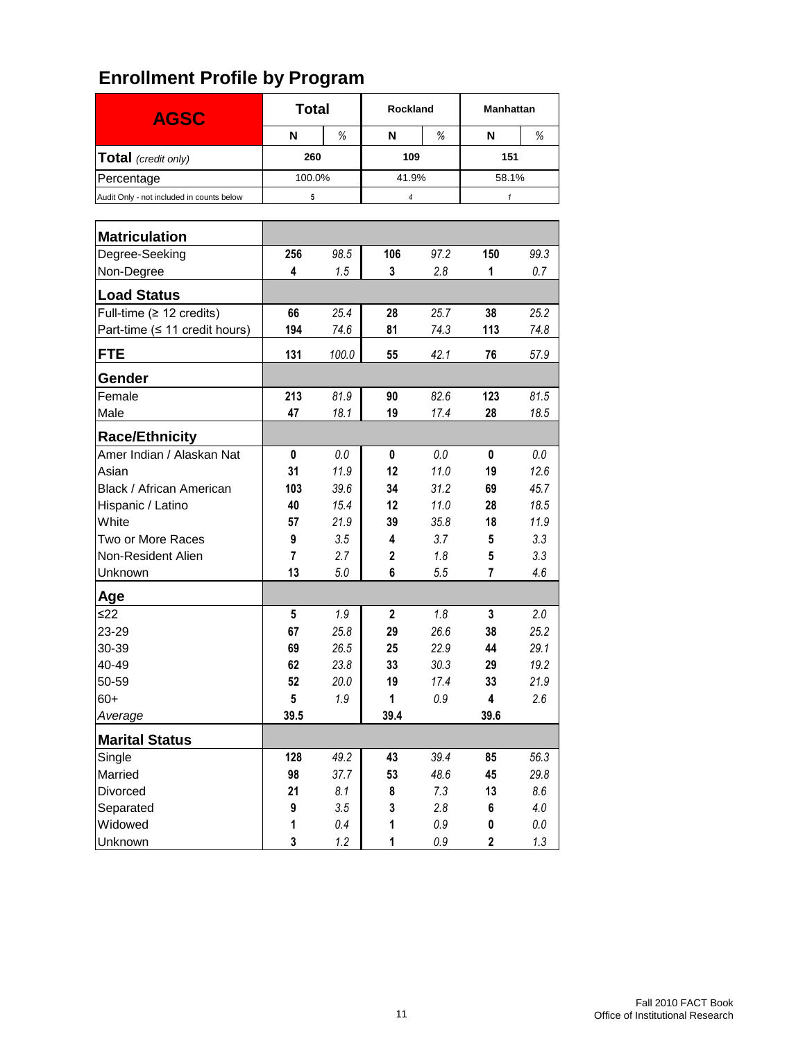# Enrollment Profile by Program

| AGSC | Total | | Rockland | | Manhattan | |
|---|---|---|---|---|---|---|
| | N | % | N | % | N | % |
| **Total** *(credit only)* | 260 | | 109 | | 151 | |
| Percentage | 100.0% | | 41.9% | | 58.1% | |
| Audit Only - not included in counts below | 5 | | *4* | | *1* | |

| | Total N | Total % | Rockland N | Rockland % | Manhattan N | Manhattan % |
|---|---|---|---|---|---|---|
| **Matriculation** | | | | | | |
| Degree-Seeking | 256 | 98.5 | 106 | 97.2 | 150 | 99.3 |
| Non-Degree | 4 | 1.5 | 3 | 2.8 | 1 | 0.7 |
| **Load Status** | | | | | | |
| Full-time (≥ 12 credits) | 66 | 25.4 | 28 | 25.7 | 38 | 25.2 |
| Part-time (≤ 11 credit hours) | 194 | 74.6 | 81 | 74.3 | 113 | 74.8 |
| **FTE** | 131 | 100.0 | 55 | 42.1 | 76 | 57.9 |
| **Gender** | | | | | | |
| Female | 213 | 81.9 | 90 | 82.6 | 123 | 81.5 |
| Male | 47 | 18.1 | 19 | 17.4 | 28 | 18.5 |
| **Race/Ethnicity** | | | | | | |
| Amer Indian / Alaskan Nat | 0 | 0.0 | 0 | 0.0 | 0 | 0.0 |
| Asian | 31 | 11.9 | 12 | 11.0 | 19 | 12.6 |
| Black / African American | 103 | 39.6 | 34 | 31.2 | 69 | 45.7 |
| Hispanic / Latino | 40 | 15.4 | 12 | 11.0 | 28 | 18.5 |
| White | 57 | 21.9 | 39 | 35.8 | 18 | 11.9 |
| Two or More Races | 9 | 3.5 | 4 | 3.7 | 5 | 3.3 |
| Non-Resident Alien | 7 | 2.7 | 2 | 1.8 | 5 | 3.3 |
| Unknown | 13 | 5.0 | 6 | 5.5 | 7 | 4.6 |
| **Age** | | | | | | |
| ≤22 | 5 | 1.9 | 2 | 1.8 | 3 | 2.0 |
| 23-29 | 67 | 25.8 | 29 | 26.6 | 38 | 25.2 |
| 30-39 | 69 | 26.5 | 25 | 22.9 | 44 | 29.1 |
| 40-49 | 62 | 23.8 | 33 | 30.3 | 29 | 19.2 |
| 50-59 | 52 | 20.0 | 19 | 17.4 | 33 | 21.9 |
| 60+ | 5 | 1.9 | 1 | 0.9 | 4 | 2.6 |
| *Average* | 39.5 | | 39.4 | | 39.6 | |
| **Marital Status** | | | | | | |
| Single | 128 | 49.2 | 43 | 39.4 | 85 | 56.3 |
| Married | 98 | 37.7 | 53 | 48.6 | 45 | 29.8 |
| Divorced | 21 | 8.1 | 8 | 7.3 | 13 | 8.6 |
| Separated | 9 | 3.5 | 3 | 2.8 | 6 | 4.0 |
| Widowed | 1 | 0.4 | 1 | 0.9 | 0 | 0.0 |
| Unknown | 3 | 1.2 | 1 | 0.9 | 2 | 1.3 |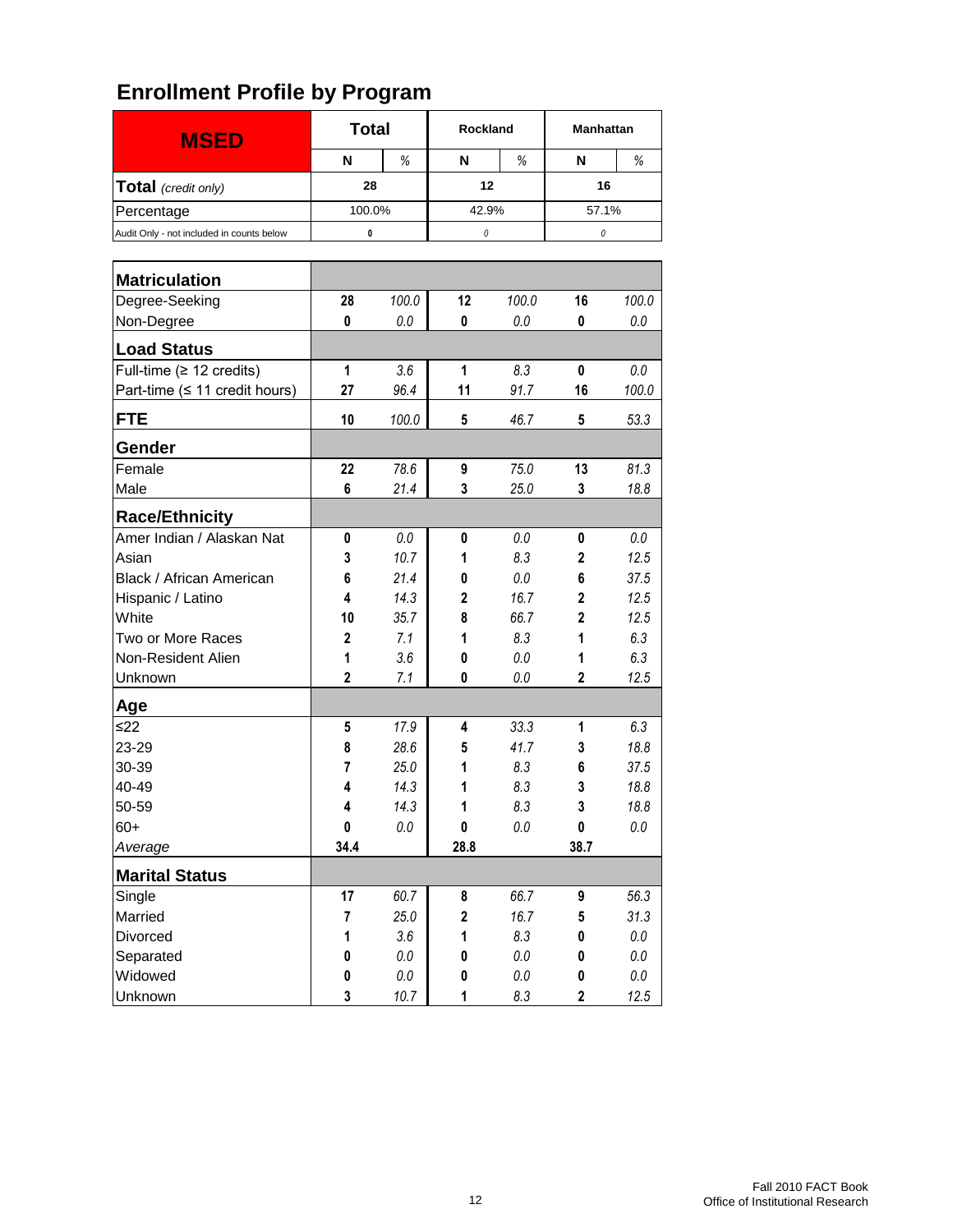# Enrollment Profile by Program

| MSED | Total | | Rockland | | Manhattan | |
|---|---|---|---|---|---|---|
| | N | % | N | % | N | % |
| **Total** *(credit only)* | 28 | | 12 | | 16 | |
| Percentage | 100.0% | | 42.9% | | 57.1% | |
| Audit Only - not included in counts below | 0 | | 0 | | 0 | |

| | N | % | N | % | N | % |
|---|---|---|---|---|---|---|
| **Matriculation** | | | | | | |
| Degree-Seeking | 28 | 100.0 | 12 | 100.0 | 16 | 100.0 |
| Non-Degree | 0 | 0.0 | 0 | 0.0 | 0 | 0.0 |
| **Load Status** | | | | | | |
| Full-time (≥ 12 credits) | 1 | 3.6 | 1 | 8.3 | 0 | 0.0 |
| Part-time (≤ 11 credit hours) | 27 | 96.4 | 11 | 91.7 | 16 | 100.0 |
| **FTE** | 10 | 100.0 | 5 | 46.7 | 5 | 53.3 |
| **Gender** | | | | | | |
| Female | 22 | 78.6 | 9 | 75.0 | 13 | 81.3 |
| Male | 6 | 21.4 | 3 | 25.0 | 3 | 18.8 |
| **Race/Ethnicity** | | | | | | |
| Amer Indian / Alaskan Nat | 0 | 0.0 | 0 | 0.0 | 0 | 0.0 |
| Asian | 3 | 10.7 | 1 | 8.3 | 2 | 12.5 |
| Black / African American | 6 | 21.4 | 0 | 0.0 | 6 | 37.5 |
| Hispanic / Latino | 4 | 14.3 | 2 | 16.7 | 2 | 12.5 |
| White | 10 | 35.7 | 8 | 66.7 | 2 | 12.5 |
| Two or More Races | 2 | 7.1 | 1 | 8.3 | 1 | 6.3 |
| Non-Resident Alien | 1 | 3.6 | 0 | 0.0 | 1 | 6.3 |
| Unknown | 2 | 7.1 | 0 | 0.0 | 2 | 12.5 |
| **Age** | | | | | | |
| ≤22 | 5 | 17.9 | 4 | 33.3 | 1 | 6.3 |
| 23-29 | 8 | 28.6 | 5 | 41.7 | 3 | 18.8 |
| 30-39 | 7 | 25.0 | 1 | 8.3 | 6 | 37.5 |
| 40-49 | 4 | 14.3 | 1 | 8.3 | 3 | 18.8 |
| 50-59 | 4 | 14.3 | 1 | 8.3 | 3 | 18.8 |
| 60+ | 0 | 0.0 | 0 | 0.0 | 0 | 0.0 |
| *Average* | 34.4 | | 28.8 | | 38.7 | |
| **Marital Status** | | | | | | |
| Single | 17 | 60.7 | 8 | 66.7 | 9 | 56.3 |
| Married | 7 | 25.0 | 2 | 16.7 | 5 | 31.3 |
| Divorced | 1 | 3.6 | 1 | 8.3 | 0 | 0.0 |
| Separated | 0 | 0.0 | 0 | 0.0 | 0 | 0.0 |
| Widowed | 0 | 0.0 | 0 | 0.0 | 0 | 0.0 |
| Unknown | 3 | 10.7 | 1 | 8.3 | 2 | 12.5 |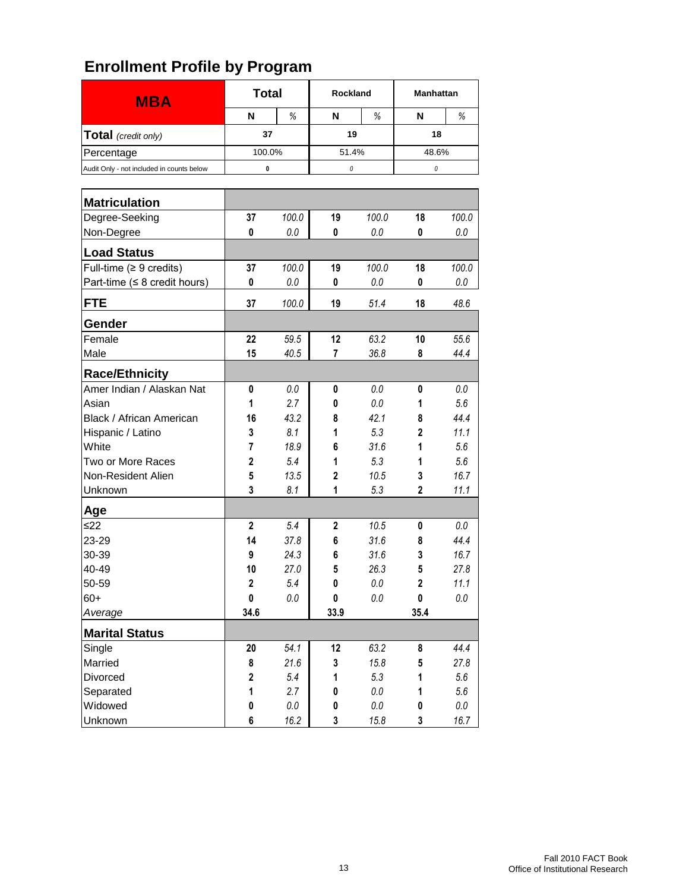# Enrollment Profile by Program

| MBA | Total | | Rockland | | Manhattan | |
|---|---|---|---|---|---|---|
| | N | % | N | % | N | % |
| **Total** *(credit only)* | 37 | | 19 | | 18 | |
| Percentage | 100.0% | | 51.4% | | 48.6% | |
| Audit Only - not included in counts below | 0 | | 0 | | 0 | |

| | Total N | Total % | Rockland N | Rockland % | Manhattan N | Manhattan % |
|---|---|---|---|---|---|---|
| **Matriculation** | | | | | | |
| Degree-Seeking | 37 | 100.0 | 19 | 100.0 | 18 | 100.0 |
| Non-Degree | 0 | 0.0 | 0 | 0.0 | 0 | 0.0 |
| **Load Status** | | | | | | |
| Full-time (≥ 9 credits) | 37 | 100.0 | 19 | 100.0 | 18 | 100.0 |
| Part-time (≤ 8 credit hours) | 0 | 0.0 | 0 | 0.0 | 0 | 0.0 |
| **FTE** | 37 | 100.0 | 19 | 51.4 | 18 | 48.6 |
| **Gender** | | | | | | |
| Female | 22 | 59.5 | 12 | 63.2 | 10 | 55.6 |
| Male | 15 | 40.5 | 7 | 36.8 | 8 | 44.4 |
| **Race/Ethnicity** | | | | | | |
| Amer Indian / Alaskan Nat | 0 | 0.0 | 0 | 0.0 | 0 | 0.0 |
| Asian | 1 | 2.7 | 0 | 0.0 | 1 | 5.6 |
| Black / African American | 16 | 43.2 | 8 | 42.1 | 8 | 44.4 |
| Hispanic / Latino | 3 | 8.1 | 1 | 5.3 | 2 | 11.1 |
| White | 7 | 18.9 | 6 | 31.6 | 1 | 5.6 |
| Two or More Races | 2 | 5.4 | 1 | 5.3 | 1 | 5.6 |
| Non-Resident Alien | 5 | 13.5 | 2 | 10.5 | 3 | 16.7 |
| Unknown | 3 | 8.1 | 1 | 5.3 | 2 | 11.1 |
| **Age** | | | | | | |
| ≤22 | 2 | 5.4 | 2 | 10.5 | 0 | 0.0 |
| 23-29 | 14 | 37.8 | 6 | 31.6 | 8 | 44.4 |
| 30-39 | 9 | 24.3 | 6 | 31.6 | 3 | 16.7 |
| 40-49 | 10 | 27.0 | 5 | 26.3 | 5 | 27.8 |
| 50-59 | 2 | 5.4 | 0 | 0.0 | 2 | 11.1 |
| 60+ | 0 | 0.0 | 0 | 0.0 | 0 | 0.0 |
| *Average* | 34.6 | | 33.9 | | 35.4 | |
| **Marital Status** | | | | | | |
| Single | 20 | 54.1 | 12 | 63.2 | 8 | 44.4 |
| Married | 8 | 21.6 | 3 | 15.8 | 5 | 27.8 |
| Divorced | 2 | 5.4 | 1 | 5.3 | 1 | 5.6 |
| Separated | 1 | 2.7 | 0 | 0.0 | 1 | 5.6 |
| Widowed | 0 | 0.0 | 0 | 0.0 | 0 | 0.0 |
| Unknown | 6 | 16.2 | 3 | 15.8 | 3 | 16.7 |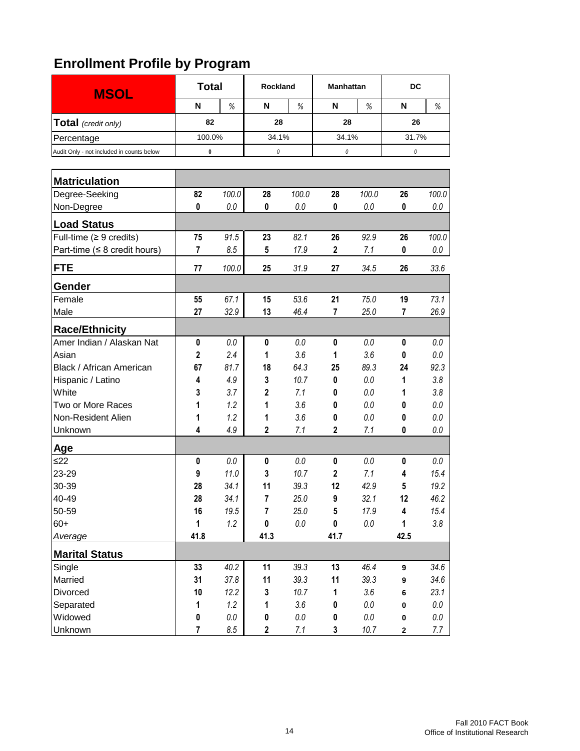## Enrollment Profile by Program

| MSOL | Total | | Rockland | | Manhattan | | DC | |
|---|---|---|---|---|---|---|---|---|
| | N | % | N | % | N | % | N | % |
| **Total** *(credit only)* | 82 | | 28 | | 28 | | 26 | |
| Percentage | 100.0% | | 34.1% | | 34.1% | | 31.7% | |
| Audit Only - not included in counts below | 0 | | *0* | | *0* | | *0* | |

| | Total N | Total % | Rockland N | Rockland % | Manhattan N | Manhattan % | DC N | DC % |
|---|---|---|---|---|---|---|---|---|
| **Matriculation** | | | | | | | | |
| Degree-Seeking | 82 | 100.0 | 28 | 100.0 | 28 | 100.0 | 26 | 100.0 |
| Non-Degree | 0 | 0.0 | 0 | 0.0 | 0 | 0.0 | 0 | 0.0 |
| **Load Status** | | | | | | | | |
| Full-time (≥ 9 credits) | 75 | 91.5 | 23 | 82.1 | 26 | 92.9 | 26 | 100.0 |
| Part-time (≤ 8 credit hours) | 7 | 8.5 | 5 | 17.9 | 2 | 7.1 | 0 | 0.0 |
| **FTE** | 77 | 100.0 | 25 | 31.9 | 27 | 34.5 | 26 | 33.6 |
| **Gender** | | | | | | | | |
| Female | 55 | 67.1 | 15 | 53.6 | 21 | 75.0 | 19 | 73.1 |
| Male | 27 | 32.9 | 13 | 46.4 | 7 | 25.0 | 7 | 26.9 |
| **Race/Ethnicity** | | | | | | | | |
| Amer Indian / Alaskan Nat | 0 | 0.0 | 0 | 0.0 | 0 | 0.0 | 0 | 0.0 |
| Asian | 2 | 2.4 | 1 | 3.6 | 1 | 3.6 | 0 | 0.0 |
| Black / African American | 67 | 81.7 | 18 | 64.3 | 25 | 89.3 | 24 | 92.3 |
| Hispanic / Latino | 4 | 4.9 | 3 | 10.7 | 0 | 0.0 | 1 | 3.8 |
| White | 3 | 3.7 | 2 | 7.1 | 0 | 0.0 | 1 | 3.8 |
| Two or More Races | 1 | 1.2 | 1 | 3.6 | 0 | 0.0 | 0 | 0.0 |
| Non-Resident Alien | 1 | 1.2 | 1 | 3.6 | 0 | 0.0 | 0 | 0.0 |
| Unknown | 4 | 4.9 | 2 | 7.1 | 2 | 7.1 | 0 | 0.0 |
| **Age** | | | | | | | | |
| ≤22 | 0 | 0.0 | 0 | 0.0 | 0 | 0.0 | 0 | 0.0 |
| 23-29 | 9 | 11.0 | 3 | 10.7 | 2 | 7.1 | 4 | 15.4 |
| 30-39 | 28 | 34.1 | 11 | 39.3 | 12 | 42.9 | 5 | 19.2 |
| 40-49 | 28 | 34.1 | 7 | 25.0 | 9 | 32.1 | 12 | 46.2 |
| 50-59 | 16 | 19.5 | 7 | 25.0 | 5 | 17.9 | 4 | 15.4 |
| 60+ | 1 | 1.2 | 0 | 0.0 | 0 | 0.0 | 1 | 3.8 |
| *Average* | 41.8 | | 41.3 | | 41.7 | | 42.5 | |
| **Marital Status** | | | | | | | | |
| Single | 33 | 40.2 | 11 | 39.3 | 13 | 46.4 | 9 | 34.6 |
| Married | 31 | 37.8 | 11 | 39.3 | 11 | 39.3 | 9 | 34.6 |
| Divorced | 10 | 12.2 | 3 | 10.7 | 1 | 3.6 | 6 | 23.1 |
| Separated | 1 | 1.2 | 1 | 3.6 | 0 | 0.0 | 0 | 0.0 |
| Widowed | 0 | 0.0 | 0 | 0.0 | 0 | 0.0 | 0 | 0.0 |
| Unknown | 7 | 8.5 | 2 | 7.1 | 3 | 10.7 | 2 | 7.7 |

Fall 2010 FACT Book
Office of Institutional Research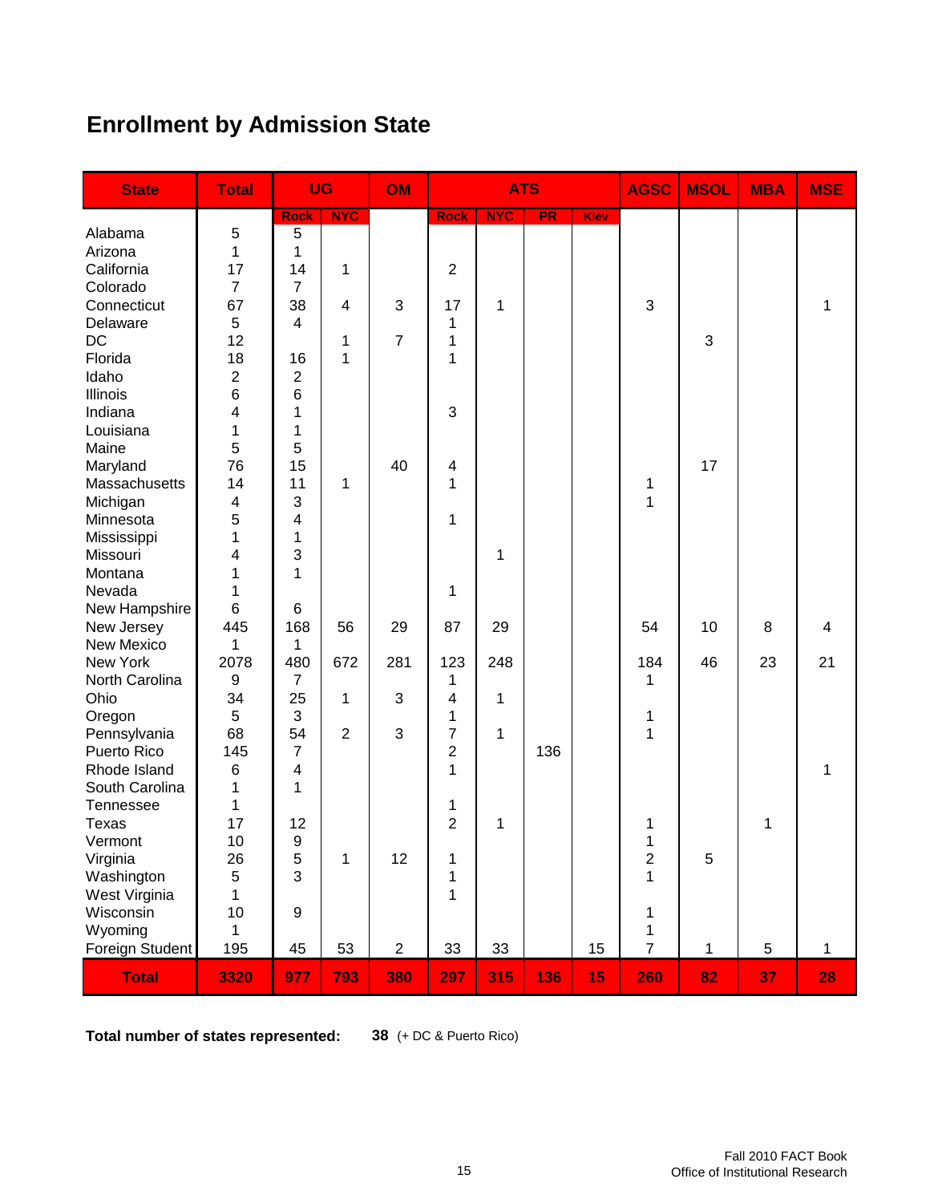# Enrollment by Admission State

| State | Total | UG | | OM | ATS | | | | AGSC | MSOL | MBA | MSE |
|---|---|---|---|---|---|---|---|---|---|---|---|---|
| | | Rock | NYC | | Rock | NYC | PR | Kiev | | | | |
| Alabama | 5 | 5 | | | | | | | | | | |
| Arizona | 1 | 1 | | | | | | | | | | |
| California | 17 | 14 | 1 | | 2 | | | | | | | |
| Colorado | 7 | 7 | | | | | | | | | | |
| Connecticut | 67 | 38 | 4 | 3 | 17 | 1 | | | 3 | | | 1 |
| Delaware | 5 | 4 | | | 1 | | | | | | | |
| DC | 12 | | 1 | 7 | 1 | | | | | 3 | | |
| Florida | 18 | 16 | 1 | | 1 | | | | | | | |
| Idaho | 2 | 2 | | | | | | | | | | |
| Illinois | 6 | 6 | | | | | | | | | | |
| Indiana | 4 | 1 | | | 3 | | | | | | | |
| Louisiana | 1 | 1 | | | | | | | | | | |
| Maine | 5 | 5 | | | | | | | | | | |
| Maryland | 76 | 15 | | 40 | 4 | | | | | 17 | | |
| Massachusetts | 14 | 11 | 1 | | 1 | | | | 1 | | | |
| Michigan | 4 | 3 | | | | | | | 1 | | | |
| Minnesota | 5 | 4 | | | 1 | | | | | | | |
| Mississippi | 1 | 1 | | | | | | | | | | |
| Missouri | 4 | 3 | | | | 1 | | | | | | |
| Montana | 1 | 1 | | | | | | | | | | |
| Nevada | 1 | | | | 1 | | | | | | | |
| New Hampshire | 6 | 6 | | | | | | | | | | |
| New Jersey | 445 | 168 | 56 | 29 | 87 | 29 | | | 54 | 10 | 8 | 4 |
| New Mexico | 1 | 1 | | | | | | | | | | |
| New York | 2078 | 480 | 672 | 281 | 123 | 248 | | | 184 | 46 | 23 | 21 |
| North Carolina | 9 | 7 | | | 1 | | | | 1 | | | |
| Ohio | 34 | 25 | 1 | 3 | 4 | 1 | | | | | | |
| Oregon | 5 | 3 | | | 1 | | | | 1 | | | |
| Pennsylvania | 68 | 54 | 2 | 3 | 7 | 1 | | | 1 | | | |
| Puerto Rico | 145 | 7 | | | 2 | | 136 | | | | | |
| Rhode Island | 6 | 4 | | | 1 | | | | | | | 1 |
| South Carolina | 1 | 1 | | | | | | | | | | |
| Tennessee | 1 | | | | 1 | | | | | | | |
| Texas | 17 | 12 | | | 2 | 1 | | | 1 | | 1 | |
| Vermont | 10 | 9 | | | | | | | 1 | | | |
| Virginia | 26 | 5 | 1 | 12 | 1 | | | | 2 | 5 | | |
| Washington | 5 | 3 | | | 1 | | | | 1 | | | |
| West Virginia | 1 | | | | 1 | | | | | | | |
| Wisconsin | 10 | 9 | | | | | | | 1 | | | |
| Wyoming | 1 | | | | | | | | 1 | | | |
| Foreign Student | 195 | 45 | 53 | 2 | 33 | 33 | | 15 | 7 | 1 | 5 | 1 |
| **Total** | **3320** | **977** | **793** | **380** | **297** | **315** | **136** | **15** | **260** | **82** | **37** | **28** |

**Total number of states represented:** **38** (+ DC & Puerto Rico)

Fall 2010 FACT Book
Office of Institutional Research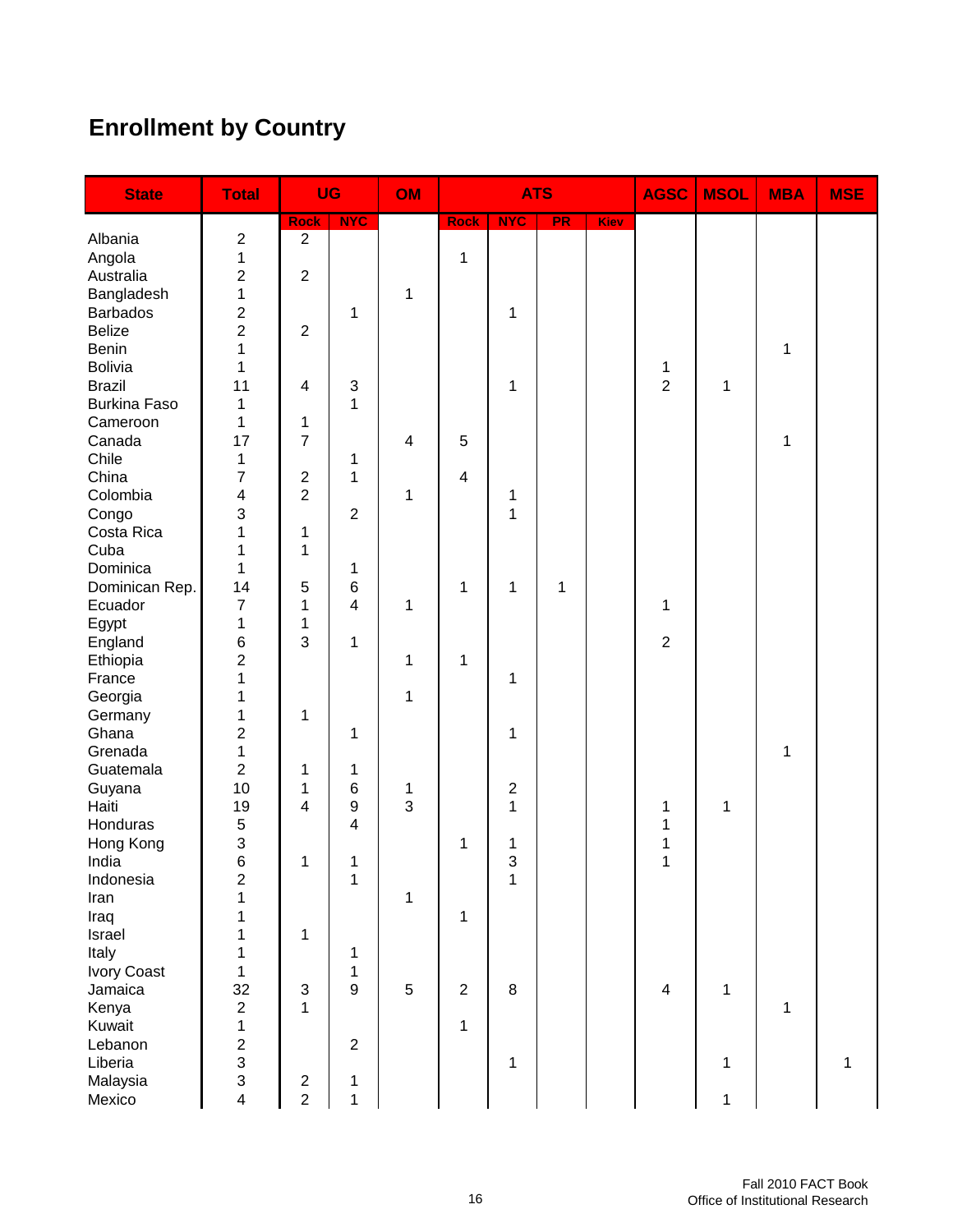## Enrollment by Country

| State | Total | UG | | OM | ATS | | | | AGSC | MSOL | MBA | MSE |
|---|---|---|---|---|---|---|---|---|---|---|---|---|
| | | Rock | NYC | | Rock | NYC | PR | Kiev | | | | |
| Albania | 2 | 2 | | | | | | | | | | |
| Angola | 1 | | | | 1 | | | | | | | |
| Australia | 2 | 2 | | | | | | | | | | |
| Bangladesh | 1 | | | 1 | | | | | | | | |
| Barbados | 2 | | 1 | | | 1 | | | | | | |
| Belize | 2 | 2 | | | | | | | | | | |
| Benin | 1 | | | | | | | | | | 1 | |
| Bolivia | 1 | | | | | | | | 1 | | | |
| Brazil | 11 | 4 | 3 | | | 1 | | | 2 | 1 | | |
| Burkina Faso | 1 | | 1 | | | | | | | | | |
| Cameroon | 1 | 1 | | | | | | | | | | |
| Canada | 17 | 7 | | 4 | 5 | | | | | | 1 | |
| Chile | 1 | | 1 | | | | | | | | | |
| China | 7 | 2 | 1 | | 4 | | | | | | | |
| Colombia | 4 | 2 | | 1 | | 1 | | | | | | |
| Congo | 3 | | 2 | | | 1 | | | | | | |
| Costa Rica | 1 | 1 | | | | | | | | | | |
| Cuba | 1 | 1 | | | | | | | | | | |
| Dominica | 1 | | 1 | | | | | | | | | |
| Dominican Rep. | 14 | 5 | 6 | | 1 | 1 | 1 | | | | | |
| Ecuador | 7 | 1 | 4 | 1 | | | | | 1 | | | |
| Egypt | 1 | 1 | | | | | | | | | | |
| England | 6 | 3 | 1 | | | | | | 2 | | | |
| Ethiopia | 2 | | | 1 | 1 | | | | | | | |
| France | 1 | | | | | 1 | | | | | | |
| Georgia | 1 | | | 1 | | | | | | | | |
| Germany | 1 | 1 | | | | | | | | | | |
| Ghana | 2 | | 1 | | | 1 | | | | | | |
| Grenada | 1 | | | | | | | | | | 1 | |
| Guatemala | 2 | 1 | 1 | | | | | | | | | |
| Guyana | 10 | 1 | 6 | 1 | | 2 | | | | | | |
| Haiti | 19 | 4 | 9 | 3 | | 1 | | | 1 | 1 | | |
| Honduras | 5 | | 4 | | | | | | 1 | | | |
| Hong Kong | 3 | | | | 1 | 1 | | | 1 | | | |
| India | 6 | 1 | 1 | | | 3 | | | 1 | | | |
| Indonesia | 2 | | 1 | | | 1 | | | | | | |
| Iran | 1 | | | 1 | | | | | | | | |
| Iraq | 1 | | | | 1 | | | | | | | |
| Israel | 1 | 1 | | | | | | | | | | |
| Italy | 1 | | 1 | | | | | | | | | |
| Ivory Coast | 1 | | 1 | | | | | | | | | |
| Jamaica | 32 | 3 | 9 | 5 | 2 | 8 | | | 4 | 1 | | |
| Kenya | 2 | 1 | | | | | | | | | 1 | |
| Kuwait | 1 | | | | 1 | | | | | | | |
| Lebanon | 2 | | 2 | | | | | | | | | |
| Liberia | 3 | | | | | 1 | | | | 1 | | 1 |
| Malaysia | 3 | 2 | 1 | | | | | | | | | |
| Mexico | 4 | 2 | 1 | | | | | | | 1 | | |

Fall 2010 FACT Book
Office of Institutional Research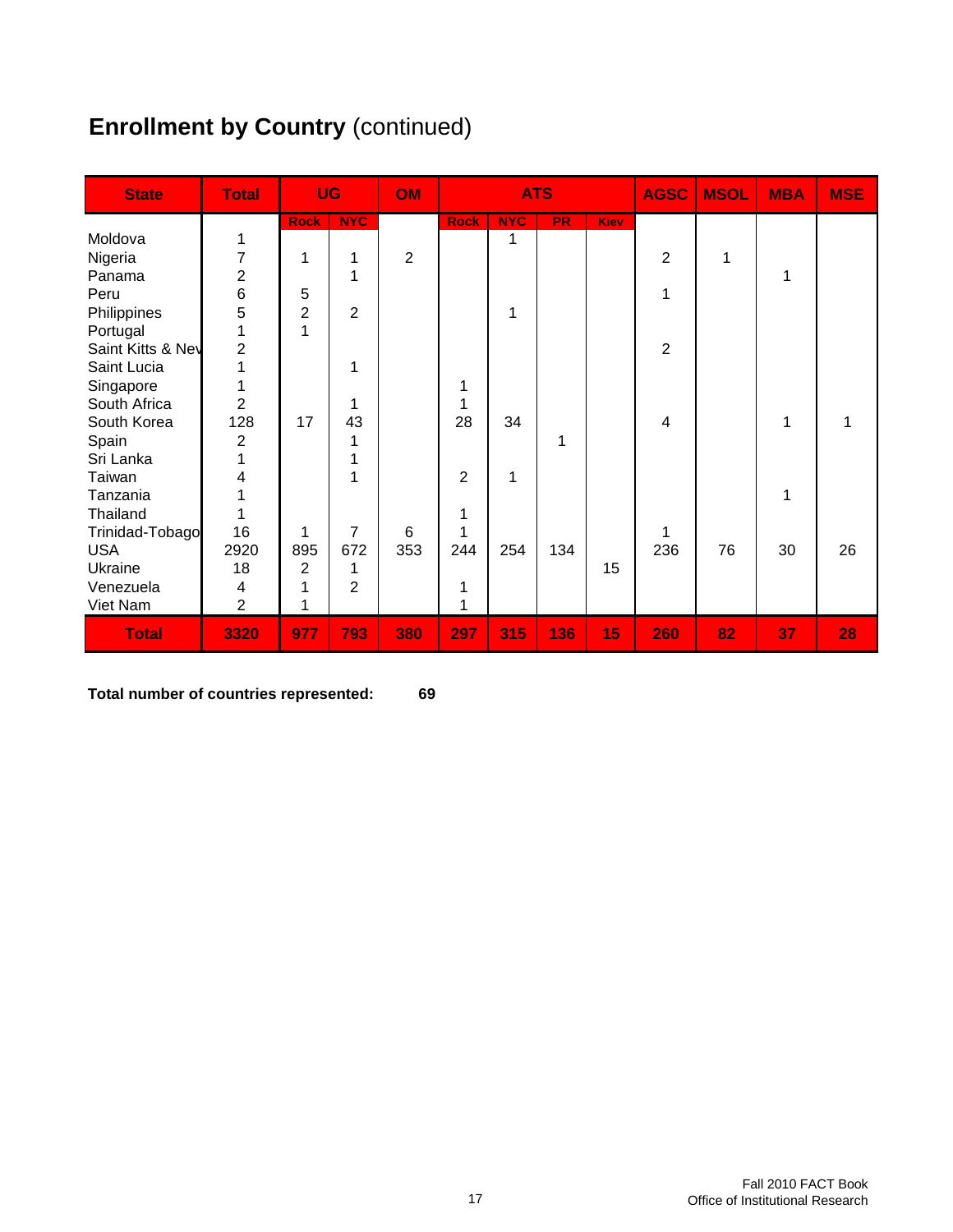## **Enrollment by Country** (continued)

| State | Total | UG | | OM | ATS | | | | AGSC | MSOL | MBA | MSE |
|---|---|---|---|---|---|---|---|---|---|---|---|---|
| | | Rock | NYC | | Rock | NYC | PR | Kiev | | | | |
| Moldova | 1 | | | | | 1 | | | | | | |
| Nigeria | 7 | 1 | 1 | 2 | | | | | 2 | 1 | | |
| Panama | 2 | | 1 | | | | | | | | 1 | |
| Peru | 6 | 5 | | | | | | | 1 | | | |
| Philippines | 5 | 2 | 2 | | | 1 | | | | | | |
| Portugal | 1 | 1 | | | | | | | | | | |
| Saint Kitts & Nev | 2 | | | | | | | | 2 | | | |
| Saint Lucia | 1 | | 1 | | | | | | | | | |
| Singapore | 1 | | | | 1 | | | | | | | |
| South Africa | 2 | | 1 | | 1 | | | | | | | |
| South Korea | 128 | 17 | 43 | | 28 | 34 | | | 4 | | 1 | 1 |
| Spain | 2 | | 1 | | | | 1 | | | | | |
| Sri Lanka | 1 | | 1 | | | | | | | | | |
| Taiwan | 4 | | 1 | | 2 | 1 | | | | | | |
| Tanzania | 1 | | | | | | | | | | 1 | |
| Thailand | 1 | | | | 1 | | | | | | | |
| Trinidad-Tobago | 16 | 1 | 7 | 6 | 1 | | | | 1 | | | |
| USA | 2920 | 895 | 672 | 353 | 244 | 254 | 134 | | 236 | 76 | 30 | 26 |
| Ukraine | 18 | 2 | 1 | | | | | 15 | | | | |
| Venezuela | 4 | 1 | 2 | | 1 | | | | | | | |
| Viet Nam | 2 | 1 | | | 1 | | | | | | | |
| **Total** | **3320** | **977** | **793** | **380** | **297** | **315** | **136** | **15** | **260** | **82** | **37** | **28** |

**Total number of countries represented:** **69**

Fall 2010 FACT Book
Office of Institutional Research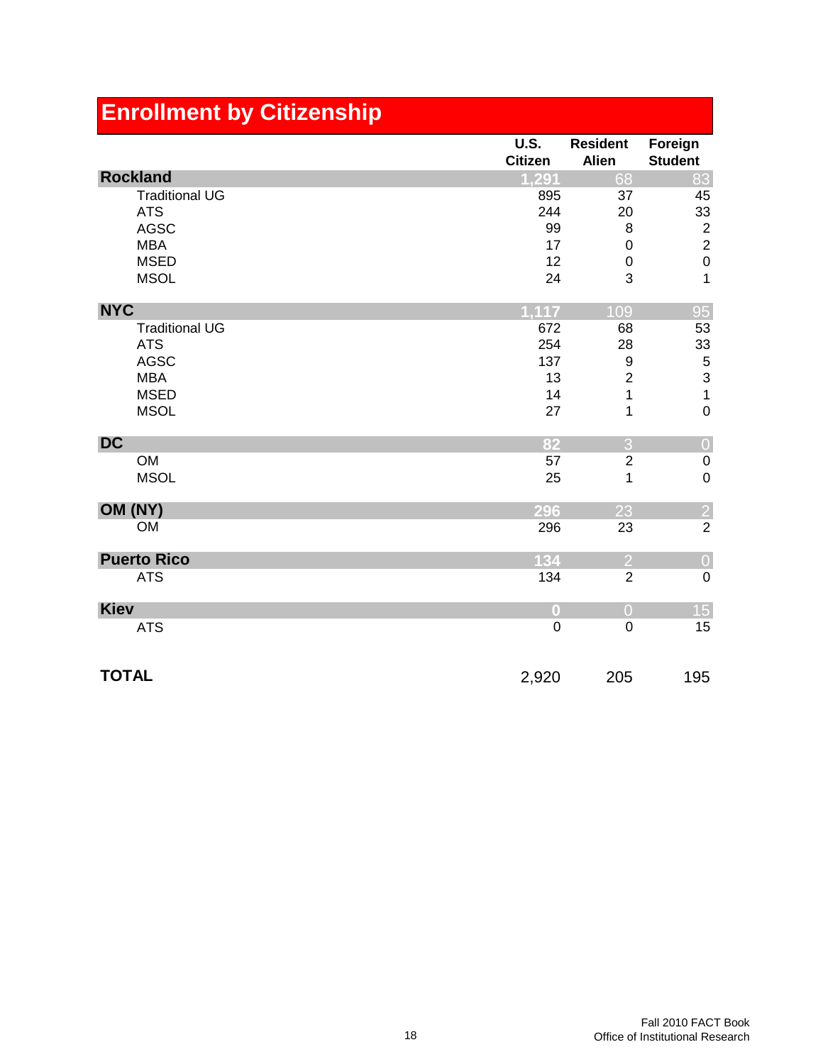# Enrollment by Citizenship

| | U.S. Citizen | Resident Alien | Foreign Student |
|---|---|---|---|
| **Rockland** | 1,291 | 68 | 83 |
| Traditional UG | 895 | 37 | 45 |
| ATS | 244 | 20 | 33 |
| AGSC | 99 | 8 | 2 |
| MBA | 17 | 0 | 2 |
| MSED | 12 | 0 | 0 |
| MSOL | 24 | 3 | 1 |
| **NYC** | 1,117 | 109 | 95 |
| Traditional UG | 672 | 68 | 53 |
| ATS | 254 | 28 | 33 |
| AGSC | 137 | 9 | 5 |
| MBA | 13 | 2 | 3 |
| MSED | 14 | 1 | 1 |
| MSOL | 27 | 1 | 0 |
| **DC** | 82 | 3 | 0 |
| OM | 57 | 2 | 0 |
| MSOL | 25 | 1 | 0 |
| **OM (NY)** | 296 | 23 | 2 |
| OM | 296 | 23 | 2 |
| **Puerto Rico** | 134 | 2 | 0 |
| ATS | 134 | 2 | 0 |
| **Kiev** | 0 | 0 | 15 |
| ATS | 0 | 0 | 15 |
| **TOTAL** | 2,920 | 205 | 195 |

Fall 2010 FACT Book
Office of Institutional Research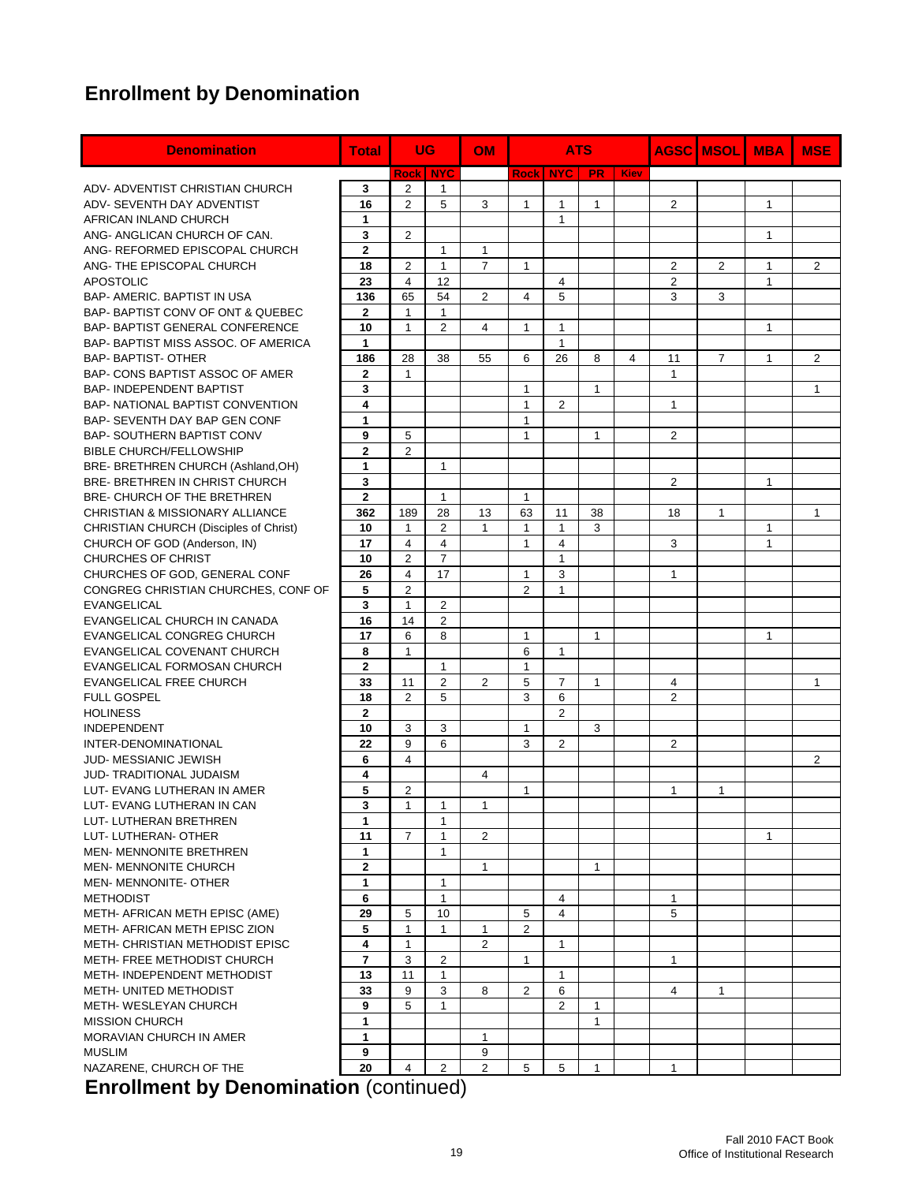# Enrollment by Denomination

| Denomination | Total | UG | | OM | ATS | | | | AGSC | MSOL | MBA | MSE |
|---|---|---|---|---|---|---|---|---|---|---|---|---|
| | | Rock | NYC | | Rock | NYC | PR | Kiev | | | | |
| ADV- ADVENTIST CHRISTIAN CHURCH | 3 | 2 | 1 | | | | | | | | | |
| ADV- SEVENTH DAY ADVENTIST | 16 | 2 | 5 | 3 | 1 | 1 | 1 | | 2 | | 1 | |
| AFRICAN INLAND CHURCH | 1 | | | | | 1 | | | | | | |
| ANG- ANGLICAN CHURCH OF CAN. | 3 | 2 | | | | | | | | | 1 | |
| ANG- REFORMED EPISCOPAL CHURCH | 2 | | 1 | 1 | | | | | | | | |
| ANG- THE EPISCOPAL CHURCH | 18 | 2 | 1 | 7 | 1 | | | | 2 | 2 | 1 | 2 |
| APOSTOLIC | 23 | 4 | 12 | | | 4 | | | 2 | | 1 | |
| BAP- AMERIC. BAPTIST IN USA | 136 | 65 | 54 | 2 | 4 | 5 | | | 3 | 3 | | |
| BAP- BAPTIST CONV OF ONT & QUEBEC | 2 | 1 | 1 | | | | | | | | | |
| BAP- BAPTIST GENERAL CONFERENCE | 10 | 1 | 2 | 4 | 1 | 1 | | | | | 1 | |
| BAP- BAPTIST MISS ASSOC. OF AMERICA | 1 | | | | | 1 | | | | | | |
| BAP- BAPTIST- OTHER | 186 | 28 | 38 | 55 | 6 | 26 | 8 | 4 | 11 | 7 | 1 | 2 |
| BAP- CONS BAPTIST ASSOC OF AMER | 2 | 1 | | | | | | | 1 | | | |
| BAP- INDEPENDENT BAPTIST | 3 | | | | 1 | | 1 | | | | | 1 |
| BAP- NATIONAL BAPTIST CONVENTION | 4 | | | | 1 | 2 | | | 1 | | | |
| BAP- SEVENTH DAY BAP GEN CONF | 1 | | | | 1 | | | | | | | |
| BAP- SOUTHERN BAPTIST CONV | 9 | 5 | | | 1 | | 1 | | 2 | | | |
| BIBLE CHURCH/FELLOWSHIP | 2 | 2 | | | | | | | | | | |
| BRE- BRETHREN CHURCH (Ashland,OH) | 1 | | 1 | | | | | | | | | |
| BRE- BRETHREN IN CHRIST CHURCH | 3 | | | | | | | | 2 | | 1 | |
| BRE- CHURCH OF THE BRETHREN | 2 | | 1 | | 1 | | | | | | | |
| CHRISTIAN & MISSIONARY ALLIANCE | 362 | 189 | 28 | 13 | 63 | 11 | 38 | | 18 | 1 | | 1 |
| CHRISTIAN CHURCH (Disciples of Christ) | 10 | 1 | 2 | 1 | 1 | 1 | 3 | | | | 1 | |
| CHURCH OF GOD (Anderson, IN) | 17 | 4 | 4 | | 1 | 4 | | | 3 | | 1 | |
| CHURCHES OF CHRIST | 10 | 2 | 7 | | | 1 | | | | | | |
| CHURCHES OF GOD, GENERAL CONF | 26 | 4 | 17 | | 1 | 3 | | | 1 | | | |
| CONGREG CHRISTIAN CHURCHES, CONF OF | 5 | 2 | | | 2 | 1 | | | | | | |
| EVANGELICAL | 3 | 1 | 2 | | | | | | | | | |
| EVANGELICAL CHURCH IN CANADA | 16 | 14 | 2 | | | | | | | | | |
| EVANGELICAL CONGREG CHURCH | 17 | 6 | 8 | | 1 | | 1 | | | | 1 | |
| EVANGELICAL COVENANT CHURCH | 8 | 1 | | | 6 | 1 | | | | | | |
| EVANGELICAL FORMOSAN CHURCH | 2 | | 1 | | 1 | | | | | | | |
| EVANGELICAL FREE CHURCH | 33 | 11 | 2 | 2 | 5 | 7 | 1 | | 4 | | | 1 |
| FULL GOSPEL | 18 | 2 | 5 | | 3 | 6 | | | 2 | | | |
| HOLINESS | 2 | | | | | 2 | | | | | | |
| INDEPENDENT | 10 | 3 | 3 | | 1 | | 3 | | | | | |
| INTER-DENOMINATIONAL | 22 | 9 | 6 | | 3 | 2 | | | 2 | | | |
| JUD- MESSIANIC JEWISH | 6 | 4 | | | | | | | | | | 2 |
| JUD- TRADITIONAL JUDAISM | 4 | | | 4 | | | | | | | | |
| LUT- EVANG LUTHERAN IN AMER | 5 | 2 | | | 1 | | | | 1 | 1 | | |
| LUT- EVANG LUTHERAN IN CAN | 3 | 1 | 1 | 1 | | | | | | | | |
| LUT- LUTHERAN BRETHREN | 1 | | 1 | | | | | | | | | |
| LUT- LUTHERAN- OTHER | 11 | 7 | 1 | 2 | | | | | | | 1 | |
| MEN- MENNONITE BRETHREN | 1 | | 1 | | | | | | | | | |
| MEN- MENNONITE CHURCH | 2 | | | 1 | | | 1 | | | | | |
| MEN- MENNONITE- OTHER | 1 | | 1 | | | | | | | | | |
| METHODIST | 6 | | 1 | | | 4 | | | 1 | | | |
| METH- AFRICAN METH EPISC (AME) | 29 | 5 | 10 | | 5 | 4 | | | 5 | | | |
| METH- AFRICAN METH EPISC ZION | 5 | 1 | 1 | 1 | 2 | | | | | | | |
| METH- CHRISTIAN METHODIST EPISC | 4 | 1 | | 2 | | 1 | | | | | | |
| METH- FREE METHODIST CHURCH | 7 | 3 | 2 | | 1 | | | | 1 | | | |
| METH- INDEPENDENT METHODIST | 13 | 11 | 1 | | | 1 | | | | | | |
| METH- UNITED METHODIST | 33 | 9 | 3 | 8 | 2 | 6 | | | 4 | 1 | | |
| METH- WESLEYAN CHURCH | 9 | 5 | 1 | | | 2 | 1 | | | | | |
| MISSION CHURCH | 1 | | | | | | 1 | | | | | |
| MORAVIAN CHURCH IN AMER | 1 | | | 1 | | | | | | | | |
| MUSLIM | 9 | | | 9 | | | | | | | | |
| NAZARENE, CHURCH OF THE | 20 | 4 | 2 | 2 | 5 | 5 | 1 | | 1 | | | |

**Enrollment by Denomination** (continued)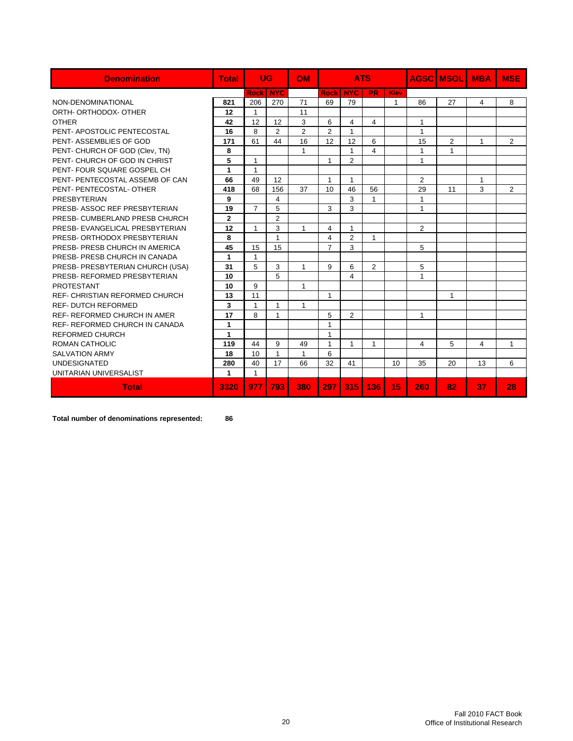| Denomination | Total | UG | | OM | ATS | | | | AGSC | MSOL | MBA | MSE |
|---|---|---|---|---|---|---|---|---|---|---|---|---|
| | | Rock | NYC | | Rock | NYC | PR | Kiev | | | | |
| NON-DENOMINATIONAL | **821** | 206 | 270 | 71 | 69 | 79 | | 1 | 86 | 27 | 4 | 8 |
| ORTH- ORTHODOX- OTHER | **12** | 1 | | 11 | | | | | | | | |
| OTHER | **42** | 12 | 12 | 3 | 6 | 4 | 4 | | 1 | | | |
| PENT- APOSTOLIC PENTECOSTAL | **16** | 8 | 2 | 2 | 2 | 1 | | | 1 | | | |
| PENT- ASSEMBLIES OF GOD | **171** | 61 | 44 | 16 | 12 | 12 | 6 | | 15 | 2 | 1 | 2 |
| PENT- CHURCH OF GOD (Clev, TN) | **8** | | | 1 | | 1 | 4 | | 1 | 1 | | |
| PENT- CHURCH OF GOD IN CHRIST | **5** | 1 | | | 1 | 2 | | | 1 | | | |
| PENT- FOUR SQUARE GOSPEL CH | **1** | 1 | | | | | | | | | | |
| PENT- PENTECOSTAL ASSEMB OF CAN | **66** | 49 | 12 | | 1 | 1 | | | 2 | | 1 | |
| PENT- PENTECOSTAL- OTHER | **418** | 68 | 156 | 37 | 10 | 46 | 56 | | 29 | 11 | 3 | 2 |
| PRESBYTERIAN | **9** | | 4 | | | 3 | 1 | | 1 | | | |
| PRESB- ASSOC REF PRESBYTERIAN | **19** | 7 | 5 | | 3 | 3 | | | 1 | | | |
| PRESB- CUMBERLAND PRESB CHURCH | **2** | | 2 | | | | | | | | | |
| PRESB- EVANGELICAL PRESBYTERIAN | **12** | 1 | 3 | 1 | 4 | 1 | | | 2 | | | |
| PRESB- ORTHODOX PRESBYTERIAN | **8** | | 1 | | 4 | 2 | 1 | | | | | |
| PRESB- PRESB CHURCH IN AMERICA | **45** | 15 | 15 | | 7 | 3 | | | 5 | | | |
| PRESB- PRESB CHURCH IN CANADA | **1** | 1 | | | | | | | | | | |
| PRESB- PRESBYTERIAN CHURCH (USA) | **31** | 5 | 3 | 1 | 9 | 6 | 2 | | 5 | | | |
| PRESB- REFORMED PRESBYTERIAN | **10** | | 5 | | | 4 | | | 1 | | | |
| PROTESTANT | **10** | 9 | | 1 | | | | | | | | |
| REF- CHRISTIAN REFORMED CHURCH | **13** | 11 | | | 1 | | | | | 1 | | |
| REF- DUTCH REFORMED | **3** | 1 | 1 | 1 | | | | | | | | |
| REF- REFORMED CHURCH IN AMER | **17** | 8 | 1 | | 5 | 2 | | | 1 | | | |
| REF- REFORMED CHURCH IN CANADA | **1** | | | | 1 | | | | | | | |
| REFORMED CHURCH | **1** | | | | 1 | | | | | | | |
| ROMAN CATHOLIC | **119** | 44 | 9 | 49 | 1 | 1 | 1 | | 4 | 5 | 4 | 1 |
| SALVATION ARMY | **18** | 10 | 1 | 1 | 6 | | | | | | | |
| UNDESIGNATED | **280** | 40 | 17 | 66 | 32 | 41 | | 10 | 35 | 20 | 13 | 6 |
| UNITARIAN UNIVERSALIST | **1** | 1 | | | | | | | | | | |
| **Total** | **3320** | **977** | **793** | **380** | **297** | **315** | **136** | **15** | **260** | **82** | **37** | **28** |

**Total number of denominations represented: 86**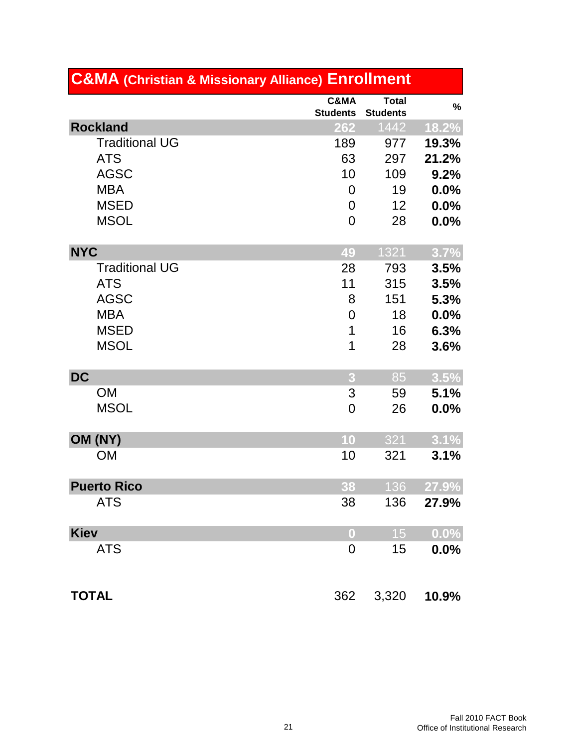## C&MA (Christian & Missionary Alliance) Enrollment

| | C&MA Students | Total Students | % |
|---|---|---|---|
| **Rockland** | 262 | 1442 | 18.2% |
| Traditional UG | 189 | 977 | **19.3%** |
| ATS | 63 | 297 | **21.2%** |
| AGSC | 10 | 109 | **9.2%** |
| MBA | 0 | 19 | **0.0%** |
| MSED | 0 | 12 | **0.0%** |
| MSOL | 0 | 28 | **0.0%** |
| **NYC** | 49 | 1321 | 3.7% |
| Traditional UG | 28 | 793 | **3.5%** |
| ATS | 11 | 315 | **3.5%** |
| AGSC | 8 | 151 | **5.3%** |
| MBA | 0 | 18 | **0.0%** |
| MSED | 1 | 16 | **6.3%** |
| MSOL | 1 | 28 | **3.6%** |
| **DC** | 3 | 85 | 3.5% |
| OM | 3 | 59 | **5.1%** |
| MSOL | 0 | 26 | **0.0%** |
| **OM (NY)** | 10 | 321 | 3.1% |
| OM | 10 | 321 | **3.1%** |
| **Puerto Rico** | 38 | 136 | 27.9% |
| ATS | 38 | 136 | **27.9%** |
| **Kiev** | 0 | 15 | 0.0% |
| ATS | 0 | 15 | **0.0%** |
| **TOTAL** | 362 | 3,320 | **10.9%** |

Fall 2010 FACT Book
Office of Institutional Research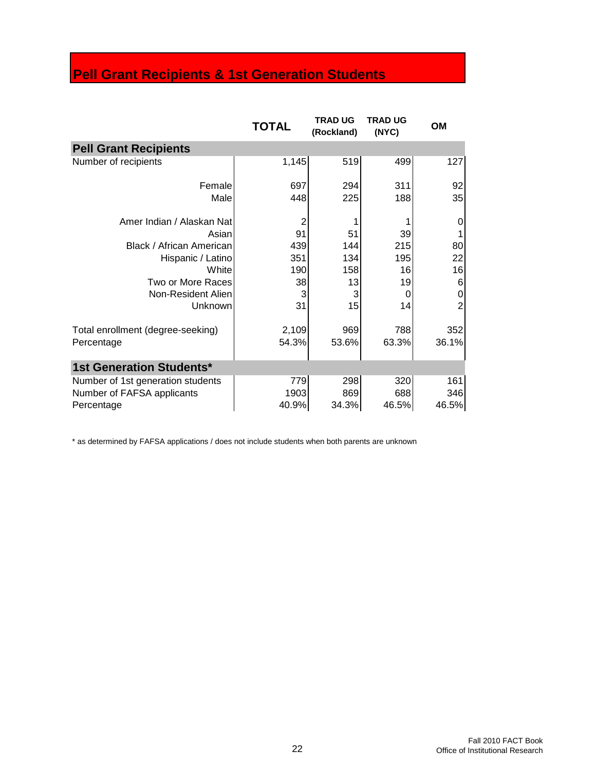# Pell Grant Recipients & 1st Generation Students

| | TOTAL | TRAD UG (Rockland) | TRAD UG (NYC) | OM |
|---|---|---|---|---|
| **Pell Grant Recipients** | | | | |
| Number of recipients | 1,145 | 519 | 499 | 127 |
| Female | 697 | 294 | 311 | 92 |
| Male | 448 | 225 | 188 | 35 |
| Amer Indian / Alaskan Nat | 2 | 1 | 1 | 0 |
| Asian | 91 | 51 | 39 | 1 |
| Black / African American | 439 | 144 | 215 | 80 |
| Hispanic / Latino | 351 | 134 | 195 | 22 |
| White | 190 | 158 | 16 | 16 |
| Two or More Races | 38 | 13 | 19 | 6 |
| Non-Resident Alien | 3 | 3 | 0 | 0 |
| Unknown | 31 | 15 | 14 | 2 |
| Total enrollment (degree-seeking) | 2,109 | 969 | 788 | 352 |
| Percentage | 54.3% | 53.6% | 63.3% | 36.1% |
| **1st Generation Students*** | | | | |
| Number of 1st generation students | 779 | 298 | 320 | 161 |
| Number of FAFSA applicants | 1903 | 869 | 688 | 346 |
| Percentage | 40.9% | 34.3% | 46.5% | 46.5% |

* as determined by FAFSA applications / does not include students when both parents are unknown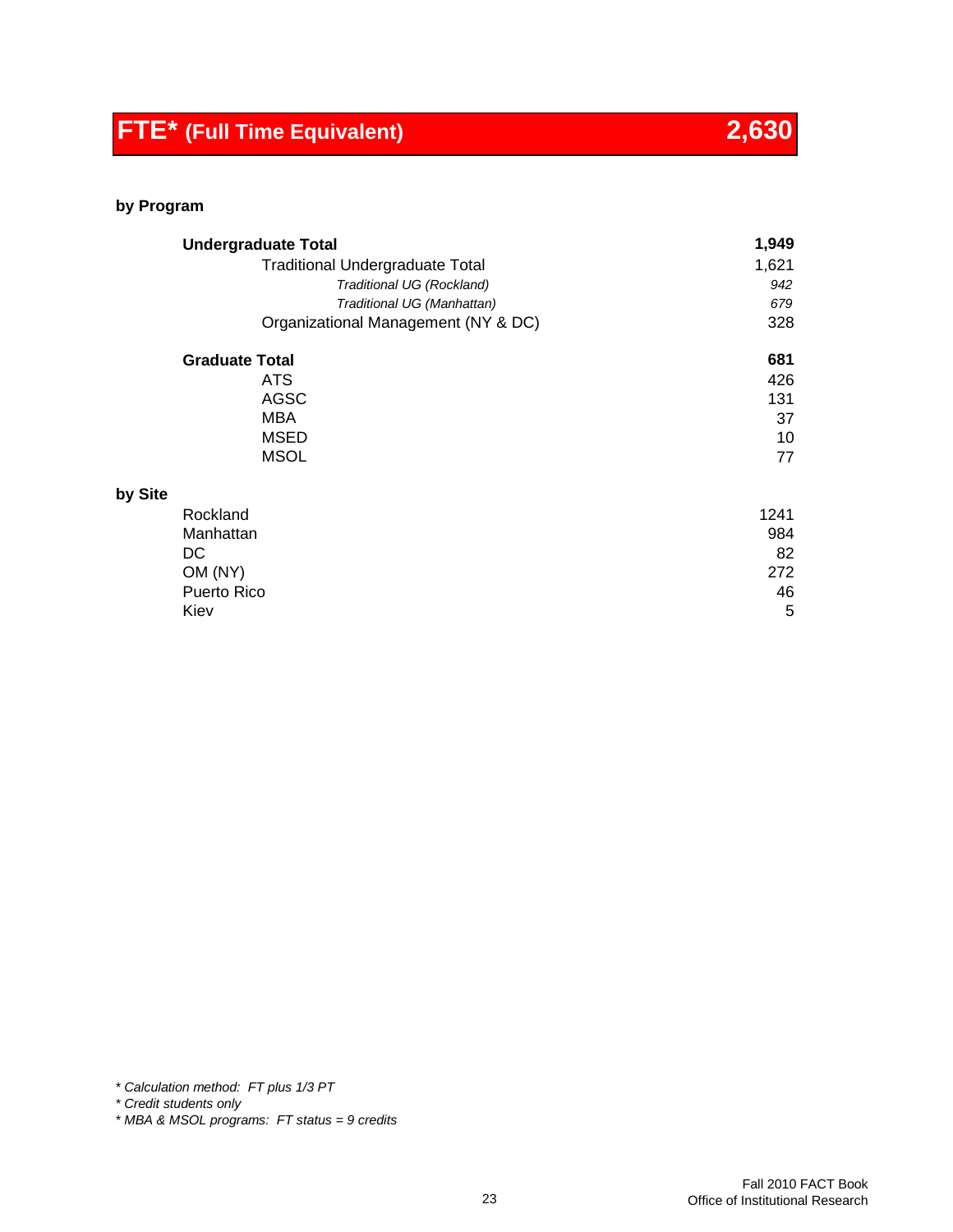# FTE* (Full Time Equivalent) 2,630

### by Program

| Program | FTE |
|---|---|
| **Undergraduate Total** | **1,949** |
| Traditional Undergraduate Total | 1,621 |
| *Traditional UG (Rockland)* | *942* |
| *Traditional UG (Manhattan)* | *679* |
| Organizational Management (NY & DC) | 328 |
| **Graduate Total** | **681** |
| ATS | 426 |
| AGSC | 131 |
| MBA | 37 |
| MSED | 10 |
| MSOL | 77 |

### by Site

| Site | FTE |
|---|---|
| Rockland | 1241 |
| Manhattan | 984 |
| DC | 82 |
| OM (NY) | 272 |
| Puerto Rico | 46 |
| Kiev | 5 |

*\* Calculation method: FT plus 1/3 PT*
*\* Credit students only*
*\* MBA & MSOL programs: FT status = 9 credits*

Fall 2010 FACT Book
Office of Institutional Research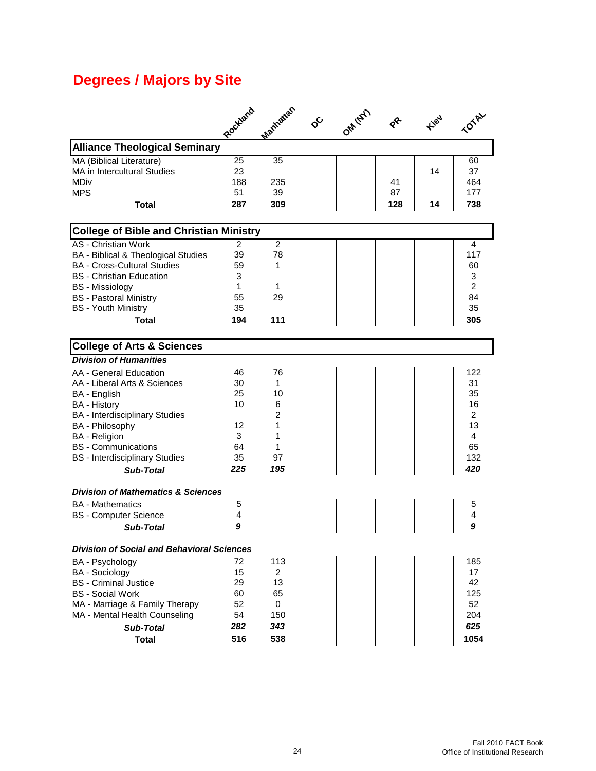# Degrees / Majors by Site

| | Rockland | Manhattan | DC | OM (NY) | PR | Kiev | TOTAL |
|---|---|---|---|---|---|---|---|
| **Alliance Theological Seminary** | | | | | | | |
| MA (Biblical Literature) | 25 | 35 | | | | | 60 |
| MA in Intercultural Studies | 23 | | | | | 14 | 37 |
| MDiv | 188 | 235 | | | 41 | | 464 |
| MPS | 51 | 39 | | | 87 | | 177 |
| **Total** | **287** | **309** | | | **128** | **14** | **738** |
| **College of Bible and Christian Ministry** | | | | | | | |
| AS - Christian Work | 2 | 2 | | | | | 4 |
| BA - Biblical & Theological Studies | 39 | 78 | | | | | 117 |
| BA - Cross-Cultural Studies | 59 | 1 | | | | | 60 |
| BS - Christian Education | 3 | | | | | | 3 |
| BS - Missiology | 1 | 1 | | | | | 2 |
| BS - Pastoral Ministry | 55 | 29 | | | | | 84 |
| BS - Youth Ministry | 35 | | | | | | 35 |
| **Total** | **194** | **111** | | | | | **305** |
| **College of Arts & Sciences** | | | | | | | |
| ***Division of Humanities*** | | | | | | | |
| AA - General Education | 46 | 76 | | | | | 122 |
| AA - Liberal Arts & Sciences | 30 | 1 | | | | | 31 |
| BA - English | 25 | 10 | | | | | 35 |
| BA - History | 10 | 6 | | | | | 16 |
| BA - Interdisciplinary Studies | | 2 | | | | | 2 |
| BA - Philosophy | 12 | 1 | | | | | 13 |
| BA - Religion | 3 | 1 | | | | | 4 |
| BS - Communications | 64 | 1 | | | | | 65 |
| BS - Interdisciplinary Studies | 35 | 97 | | | | | 132 |
| ***Sub-Total*** | ***225*** | ***195*** | | | | | ***420*** |
| ***Division of Mathematics & Sciences*** | | | | | | | |
| BA - Mathematics | 5 | | | | | | 5 |
| BS - Computer Science | 4 | | | | | | 4 |
| ***Sub-Total*** | ***9*** | | | | | | ***9*** |
| ***Division of Social and Behavioral Sciences*** | | | | | | | |
| BA - Psychology | 72 | 113 | | | | | 185 |
| BA - Sociology | 15 | 2 | | | | | 17 |
| BS - Criminal Justice | 29 | 13 | | | | | 42 |
| BS - Social Work | 60 | 65 | | | | | 125 |
| MA - Marriage & Family Therapy | 52 | 0 | | | | | 52 |
| MA - Mental Health Counseling | 54 | 150 | | | | | 204 |
| ***Sub-Total*** | ***282*** | ***343*** | | | | | ***625*** |
| **Total** | **516** | **538** | | | | | **1054** |

Fall 2010 FACT Book
Office of Institutional Research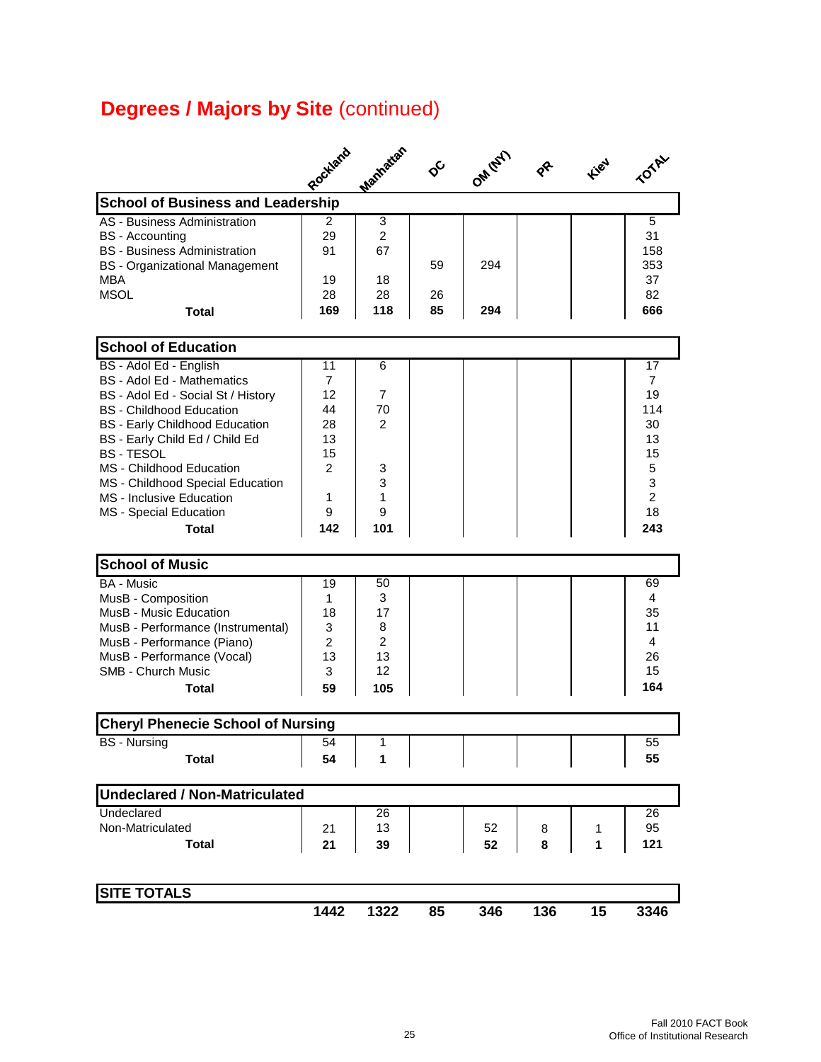# **Degrees / Majors by Site** (continued)

| | Rockland | Manhattan | DC | OM (NY) | PR | Kiev | TOTAL |
|---|---|---|---|---|---|---|---|
| **School of Business and Leadership** | | | | | | | |
| AS - Business Administration | 2 | 3 | | | | | 5 |
| BS - Accounting | 29 | 2 | | | | | 31 |
| BS - Business Administration | 91 | 67 | | | | | 158 |
| BS - Organizational Management | | | 59 | 294 | | | 353 |
| MBA | 19 | 18 | | | | | 37 |
| MSOL | 28 | 28 | 26 | | | | 82 |
| **Total** | **169** | **118** | **85** | **294** | | | **666** |
| **School of Education** | | | | | | | |
| BS - Adol Ed - English | 11 | 6 | | | | | 17 |
| BS - Adol Ed - Mathematics | 7 | | | | | | 7 |
| BS - Adol Ed - Social St / History | 12 | 7 | | | | | 19 |
| BS - Childhood Education | 44 | 70 | | | | | 114 |
| BS - Early Childhood Education | 28 | 2 | | | | | 30 |
| BS - Early Child Ed / Child Ed | 13 | | | | | | 13 |
| BS - TESOL | 15 | | | | | | 15 |
| MS - Childhood Education | 2 | 3 | | | | | 5 |
| MS - Childhood Special Education | | 3 | | | | | 3 |
| MS - Inclusive Education | 1 | 1 | | | | | 2 |
| MS - Special Education | 9 | 9 | | | | | 18 |
| **Total** | **142** | **101** | | | | | **243** |
| **School of Music** | | | | | | | |
| BA - Music | 19 | 50 | | | | | 69 |
| MusB - Composition | 1 | 3 | | | | | 4 |
| MusB - Music Education | 18 | 17 | | | | | 35 |
| MusB - Performance (Instrumental) | 3 | 8 | | | | | 11 |
| MusB - Performance (Piano) | 2 | 2 | | | | | 4 |
| MusB - Performance (Vocal) | 13 | 13 | | | | | 26 |
| SMB - Church Music | 3 | 12 | | | | | 15 |
| **Total** | **59** | **105** | | | | | **164** |
| **Cheryl Phenecie School of Nursing** | | | | | | | |
| BS - Nursing | 54 | 1 | | | | | 55 |
| **Total** | **54** | **1** | | | | | **55** |
| **Undeclared / Non-Matriculated** | | | | | | | |
| Undeclared | | 26 | | | | | 26 |
| Non-Matriculated | 21 | 13 | | 52 | 8 | 1 | 95 |
| **Total** | **21** | **39** | | **52** | **8** | **1** | **121** |
| **SITE TOTALS** | **1442** | **1322** | **85** | **346** | **136** | **15** | **3346** |

Fall 2010 FACT Book
Office of Institutional Research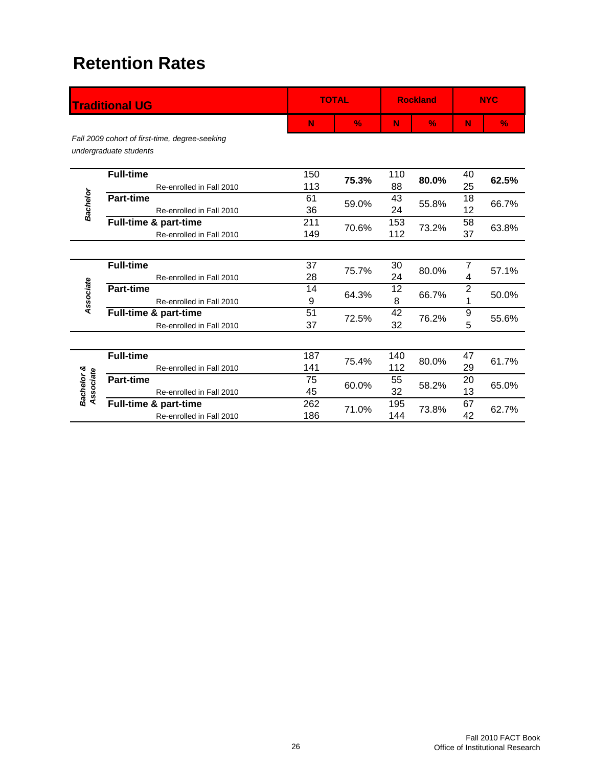# Retention Rates

| Traditional UG | | | TOTAL | | Rockland | | NYC | |
|---|---|---|---|---|---|---|---|---|
| | | | N | % | N | % | N | % |
| *Fall 2009 cohort of first-time, degree-seeking undergraduate students* | | | | | | | | |
| *Bachelor* | **Full-time** | | 150 | **75.3%** | 110 | **80.0%** | 40 | **62.5%** |
| | | Re-enrolled in Fall 2010 | 113 | | 88 | | 25 | |
| | **Part-time** | | 61 | 59.0% | 43 | 55.8% | 18 | 66.7% |
| | | Re-enrolled in Fall 2010 | 36 | | 24 | | 12 | |
| | **Full-time & part-time** | | 211 | 70.6% | 153 | 73.2% | 58 | 63.8% |
| | | Re-enrolled in Fall 2010 | 149 | | 112 | | 37 | |
| *Associate* | **Full-time** | | 37 | 75.7% | 30 | 80.0% | 7 | 57.1% |
| | | Re-enrolled in Fall 2010 | 28 | | 24 | | 4 | |
| | **Part-time** | | 14 | 64.3% | 12 | 66.7% | 2 | 50.0% |
| | | Re-enrolled in Fall 2010 | 9 | | 8 | | 1 | |
| | **Full-time & part-time** | | 51 | 72.5% | 42 | 76.2% | 9 | 55.6% |
| | | Re-enrolled in Fall 2010 | 37 | | 32 | | 5 | |
| *Bachelor & Associate* | **Full-time** | | 187 | 75.4% | 140 | 80.0% | 47 | 61.7% |
| | | Re-enrolled in Fall 2010 | 141 | | 112 | | 29 | |
| | **Part-time** | | 75 | 60.0% | 55 | 58.2% | 20 | 65.0% |
| | | Re-enrolled in Fall 2010 | 45 | | 32 | | 13 | |
| | **Full-time & part-time** | | 262 | 71.0% | 195 | 73.8% | 67 | 62.7% |
| | | Re-enrolled in Fall 2010 | 186 | | 144 | | 42 | |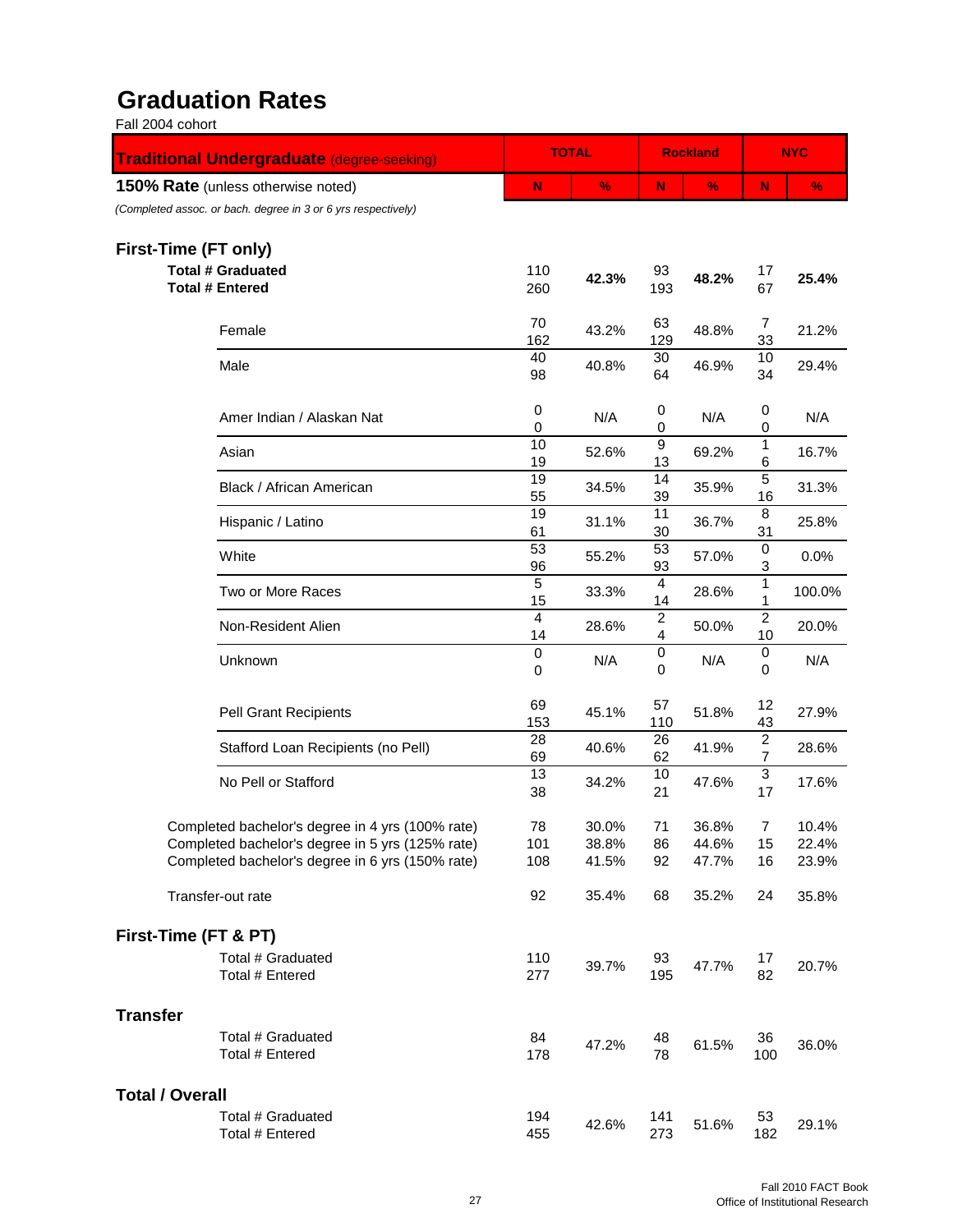# Graduation Rates

Fall 2004 cohort

| **Traditional Undergraduate** (degree-seeking) | TOTAL | | Rockland | | NYC | |
|---|---|---|---|---|---|---|
| **150% Rate** (unless otherwise noted) | N | % | N | % | N | % |
| *(Completed assoc. or bach. degree in 3 or 6 yrs respectively)* | | | | | | |
| **First-Time (FT only)** | | | | | | |
| **Total # Graduated** | 110 | 42.3% | 93 | 48.2% | 17 | 25.4% |
| **Total # Entered** | 260 | | 193 | | 67 | |
| Female | 70 / 162 | 43.2% | 63 / 129 | 48.8% | 7 / 33 | 21.2% |
| Male | 40 / 98 | 40.8% | 30 / 64 | 46.9% | 10 / 34 | 29.4% |
| Amer Indian / Alaskan Nat | 0 / 0 | N/A | 0 / 0 | N/A | 0 / 0 | N/A |
| Asian | 10 / 19 | 52.6% | 9 / 13 | 69.2% | 1 / 6 | 16.7% |
| Black / African American | 19 / 55 | 34.5% | 14 / 39 | 35.9% | 5 / 16 | 31.3% |
| Hispanic / Latino | 19 / 61 | 31.1% | 11 / 30 | 36.7% | 8 / 31 | 25.8% |
| White | 53 / 96 | 55.2% | 53 / 93 | 57.0% | 0 / 3 | 0.0% |
| Two or More Races | 5 / 15 | 33.3% | 4 / 14 | 28.6% | 1 / 1 | 100.0% |
| Non-Resident Alien | 4 / 14 | 28.6% | 2 / 4 | 50.0% | 2 / 10 | 20.0% |
| Unknown | 0 / 0 | N/A | 0 / 0 | N/A | 0 / 0 | N/A |
| Pell Grant Recipients | 69 / 153 | 45.1% | 57 / 110 | 51.8% | 12 / 43 | 27.9% |
| Stafford Loan Recipients (no Pell) | 28 / 69 | 40.6% | 26 / 62 | 41.9% | 2 / 7 | 28.6% |
| No Pell or Stafford | 13 / 38 | 34.2% | 10 / 21 | 47.6% | 3 / 17 | 17.6% |
| Completed bachelor's degree in 4 yrs (100% rate) | 78 | 30.0% | 71 | 36.8% | 7 | 10.4% |
| Completed bachelor's degree in 5 yrs (125% rate) | 101 | 38.8% | 86 | 44.6% | 15 | 22.4% |
| Completed bachelor's degree in 6 yrs (150% rate) | 108 | 41.5% | 92 | 47.7% | 16 | 23.9% |
| Transfer-out rate | 92 | 35.4% | 68 | 35.2% | 24 | 35.8% |
| **First-Time (FT & PT)** | | | | | | |
| Total # Graduated | 110 | 39.7% | 93 | 47.7% | 17 | 20.7% |
| Total # Entered | 277 | | 195 | | 82 | |
| **Transfer** | | | | | | |
| Total # Graduated | 84 | 47.2% | 48 | 61.5% | 36 | 36.0% |
| Total # Entered | 178 | | 78 | | 100 | |
| **Total / Overall** | | | | | | |
| Total # Graduated | 194 | 42.6% | 141 | 51.6% | 53 | 29.1% |
| Total # Entered | 455 | | 273 | | 182 | |

Fall 2010 FACT Book
Office of Institutional Research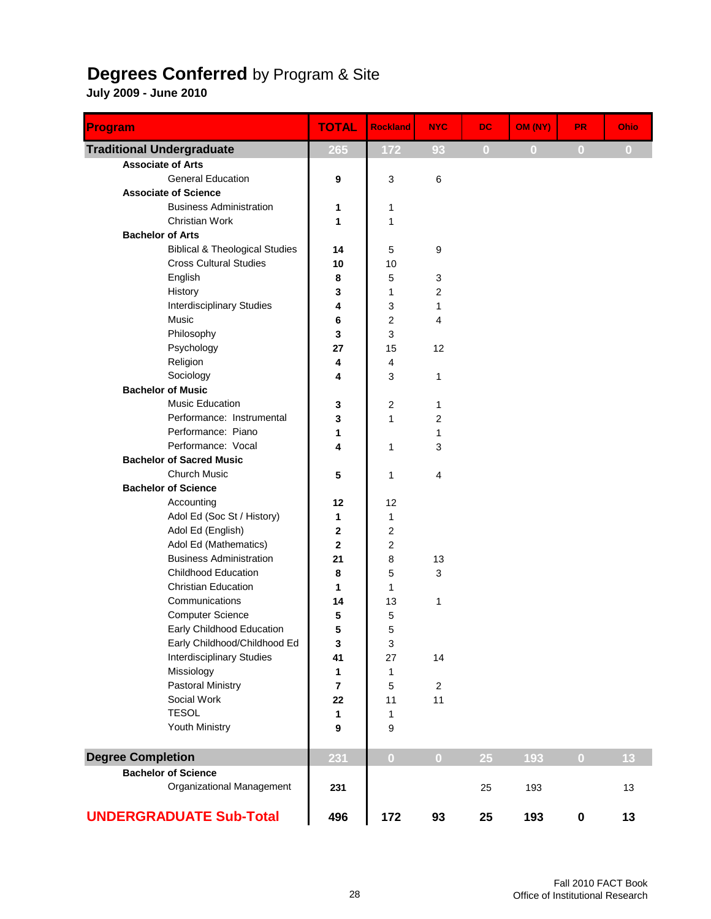# **Degrees Conferred** by Program & Site

**July 2009 - June 2010**

| Program | TOTAL | Rockland | NYC | DC | OM (NY) | PR | Ohio |
|---|---|---|---|---|---|---|---|
| **Traditional Undergraduate** | 265 | 172 | 93 | 0 | 0 | 0 | 0 |
| **Associate of Arts** | | | | | | | |
| General Education | 9 | 3 | 6 | | | | |
| **Associate of Science** | | | | | | | |
| Business Administration | 1 | 1 | | | | | |
| Christian Work | 1 | 1 | | | | | |
| **Bachelor of Arts** | | | | | | | |
| Biblical & Theological Studies | 14 | 5 | 9 | | | | |
| Cross Cultural Studies | 10 | 10 | | | | | |
| English | 8 | 5 | 3 | | | | |
| History | 3 | 1 | 2 | | | | |
| Interdisciplinary Studies | 4 | 3 | 1 | | | | |
| Music | 6 | 2 | 4 | | | | |
| Philosophy | 3 | 3 | | | | | |
| Psychology | 27 | 15 | 12 | | | | |
| Religion | 4 | 4 | | | | | |
| Sociology | 4 | 3 | 1 | | | | |
| **Bachelor of Music** | | | | | | | |
| Music Education | 3 | 2 | 1 | | | | |
| Performance: Instrumental | 3 | 1 | 2 | | | | |
| Performance: Piano | 1 | | 1 | | | | |
| Performance: Vocal | 4 | 1 | 3 | | | | |
| **Bachelor of Sacred Music** | | | | | | | |
| Church Music | 5 | 1 | 4 | | | | |
| **Bachelor of Science** | | | | | | | |
| Accounting | 12 | 12 | | | | | |
| Adol Ed (Soc St / History) | 1 | 1 | | | | | |
| Adol Ed (English) | 2 | 2 | | | | | |
| Adol Ed (Mathematics) | 2 | 2 | | | | | |
| Business Administration | 21 | 8 | 13 | | | | |
| Childhood Education | 8 | 5 | 3 | | | | |
| Christian Education | 1 | 1 | | | | | |
| Communications | 14 | 13 | 1 | | | | |
| Computer Science | 5 | 5 | | | | | |
| Early Childhood Education | 5 | 5 | | | | | |
| Early Childhood/Childhood Ed | 3 | 3 | | | | | |
| Interdisciplinary Studies | 41 | 27 | 14 | | | | |
| Missiology | 1 | 1 | | | | | |
| Pastoral Ministry | 7 | 5 | 2 | | | | |
| Social Work | 22 | 11 | 11 | | | | |
| TESOL | 1 | 1 | | | | | |
| Youth Ministry | 9 | 9 | | | | | |
| **Degree Completion** | 231 | 0 | 0 | 25 | 193 | 0 | 13 |
| **Bachelor of Science** | | | | | | | |
| Organizational Management | 231 | | | 25 | 193 | | 13 |
| **UNDERGRADUATE Sub-Total** | **496** | **172** | **93** | **25** | **193** | **0** | **13** |

Fall 2010 FACT Book
Office of Institutional Research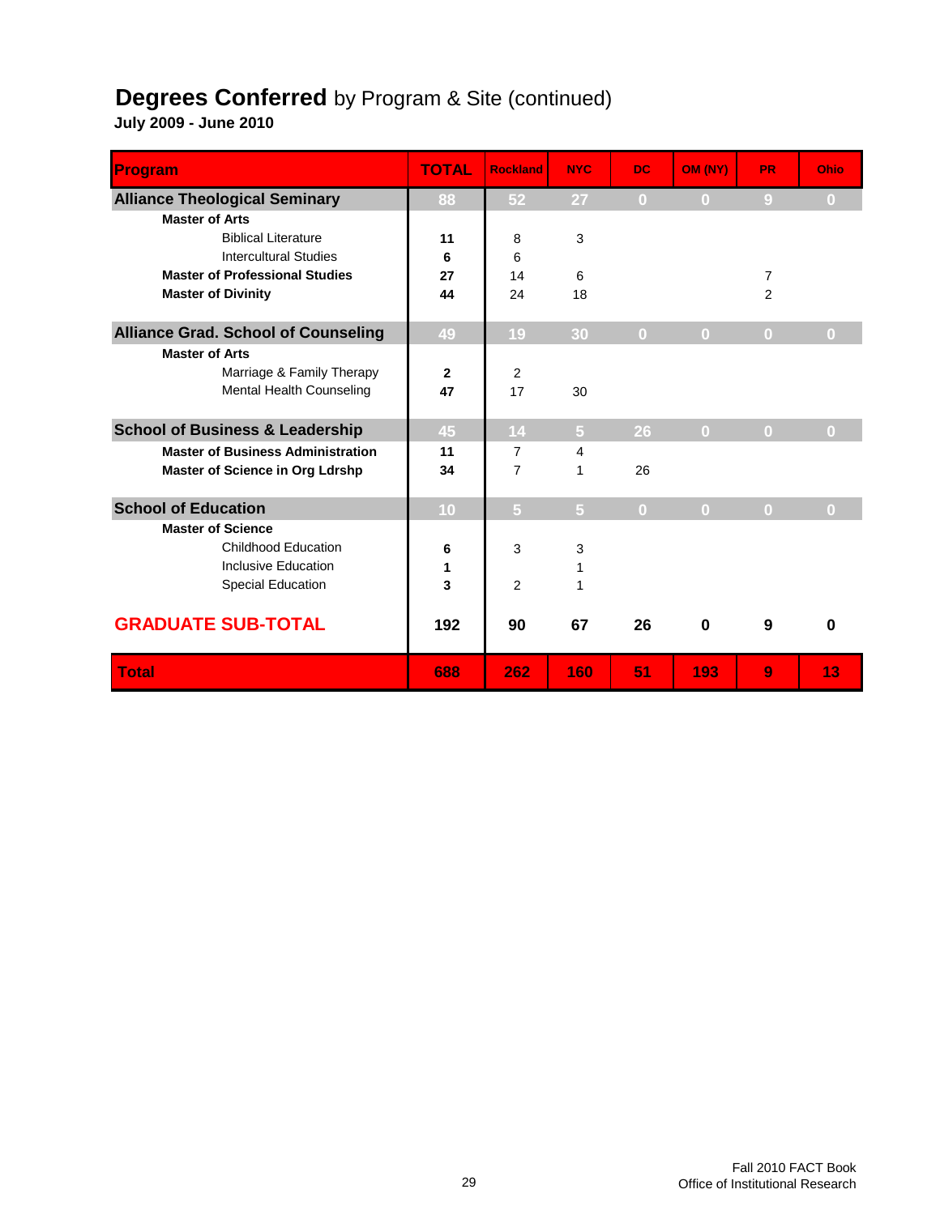# **Degrees Conferred** by Program & Site (continued)

**July 2009 - June 2010**

| Program | TOTAL | Rockland | NYC | DC | OM (NY) | PR | Ohio |
|---|---|---|---|---|---|---|---|
| **Alliance Theological Seminary** | 88 | 52 | 27 | 0 | 0 | 9 | 0 |
| **Master of Arts** | | | | | | | |
| Biblical Literature | 11 | 8 | 3 | | | | |
| Intercultural Studies | 6 | 6 | | | | | |
| **Master of Professional Studies** | 27 | 14 | 6 | | | 7 | |
| **Master of Divinity** | 44 | 24 | 18 | | | 2 | |
| **Alliance Grad. School of Counseling** | 49 | 19 | 30 | 0 | 0 | 0 | 0 |
| **Master of Arts** | | | | | | | |
| Marriage & Family Therapy | 2 | 2 | | | | | |
| Mental Health Counseling | 47 | 17 | 30 | | | | |
| **School of Business & Leadership** | 45 | 14 | 5 | 26 | 0 | 0 | 0 |
| **Master of Business Administration** | 11 | 7 | 4 | | | | |
| **Master of Science in Org Ldrshp** | 34 | 7 | 1 | 26 | | | |
| **School of Education** | 10 | 5 | 5 | 0 | 0 | 0 | 0 |
| **Master of Science** | | | | | | | |
| Childhood Education | 6 | 3 | 3 | | | | |
| Inclusive Education | 1 | | 1 | | | | |
| Special Education | 3 | 2 | 1 | | | | |
| **GRADUATE SUB-TOTAL** | **192** | **90** | **67** | **26** | **0** | **9** | **0** |
| **Total** | **688** | **262** | **160** | **51** | **193** | **9** | **13** |

Fall 2010 FACT Book
Office of Institutional Research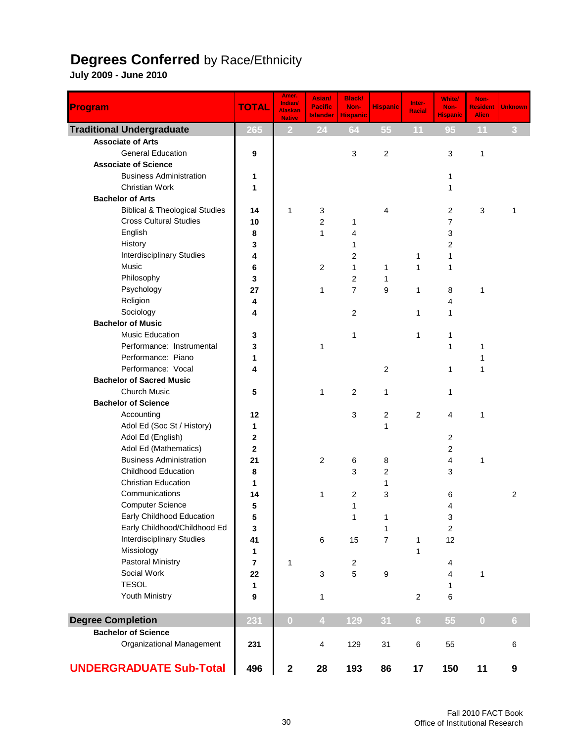# **Degrees Conferred** by Race/Ethnicity

**July 2009 - June 2010**

| Program | TOTAL | Amer. Indian/ Alaskan Native | Asian/ Pacific Islander | Black/ Non-Hispanic | Hispanic | Inter-Racial | White/ Non-Hispanic | Non-Resident Alien | Unknown |
|---|---|---|---|---|---|---|---|---|---|
| **Traditional Undergraduate** | 265 | 2 | 24 | 64 | 55 | 11 | 95 | 11 | 3 |
| **Associate of Arts** | | | | | | | | | |
| General Education | 9 | | | 3 | 2 | | 3 | 1 | |
| **Associate of Science** | | | | | | | | | |
| Business Administration | 1 | | | | | | 1 | | |
| Christian Work | 1 | | | | | | 1 | | |
| **Bachelor of Arts** | | | | | | | | | |
| Biblical & Theological Studies | 14 | 1 | 3 | | 4 | | 2 | 3 | 1 |
| Cross Cultural Studies | 10 | | 2 | 1 | | | 7 | | |
| English | 8 | | 1 | 4 | | | 3 | | |
| History | 3 | | | 1 | | | 2 | | |
| Interdisciplinary Studies | 4 | | | 2 | | 1 | 1 | | |
| Music | 6 | | 2 | 1 | 1 | 1 | 1 | | |
| Philosophy | 3 | | | 2 | 1 | | | | |
| Psychology | 27 | | 1 | 7 | 9 | 1 | 8 | 1 | |
| Religion | 4 | | | | | | 4 | | |
| Sociology | 4 | | | 2 | | 1 | 1 | | |
| **Bachelor of Music** | | | | | | | | | |
| Music Education | 3 | | | 1 | | 1 | 1 | | |
| Performance: Instrumental | 3 | | 1 | | | | 1 | 1 | |
| Performance: Piano | 1 | | | | | | | 1 | |
| Performance: Vocal | 4 | | | | 2 | | 1 | 1 | |
| **Bachelor of Sacred Music** | | | | | | | | | |
| Church Music | 5 | | 1 | 2 | 1 | | 1 | | |
| **Bachelor of Science** | | | | | | | | | |
| Accounting | 12 | | | 3 | 2 | 2 | 4 | 1 | |
| Adol Ed (Soc St / History) | 1 | | | | 1 | | | | |
| Adol Ed (English) | 2 | | | | | | 2 | | |
| Adol Ed (Mathematics) | 2 | | | | | | 2 | | |
| Business Administration | 21 | | 2 | 6 | 8 | | 4 | 1 | |
| Childhood Education | 8 | | | 3 | 2 | | 3 | | |
| Christian Education | 1 | | | | 1 | | | | |
| Communications | 14 | | 1 | 2 | 3 | | 6 | | 2 |
| Computer Science | 5 | | | 1 | | | 4 | | |
| Early Childhood Education | 5 | | | 1 | 1 | | 3 | | |
| Early Childhood/Childhood Ed | 3 | | | | 1 | | 2 | | |
| Interdisciplinary Studies | 41 | | 6 | 15 | 7 | 1 | 12 | | |
| Missiology | 1 | | | | | 1 | | | |
| Pastoral Ministry | 7 | 1 | | 2 | | | 4 | | |
| Social Work | 22 | | 3 | 5 | 9 | | 4 | 1 | |
| TESOL | 1 | | | | | | 1 | | |
| Youth Ministry | 9 | | 1 | | | 2 | 6 | | |
| **Degree Completion** | 231 | 0 | 4 | 129 | 31 | 6 | 55 | 0 | 6 |
| **Bachelor of Science** | | | | | | | | | |
| Organizational Management | 231 | | 4 | 129 | 31 | 6 | 55 | | 6 |
| **UNDERGRADUATE Sub-Total** | **496** | **2** | **28** | **193** | **86** | **17** | **150** | **11** | **9** |

Fall 2010 FACT Book
Office of Institutional Research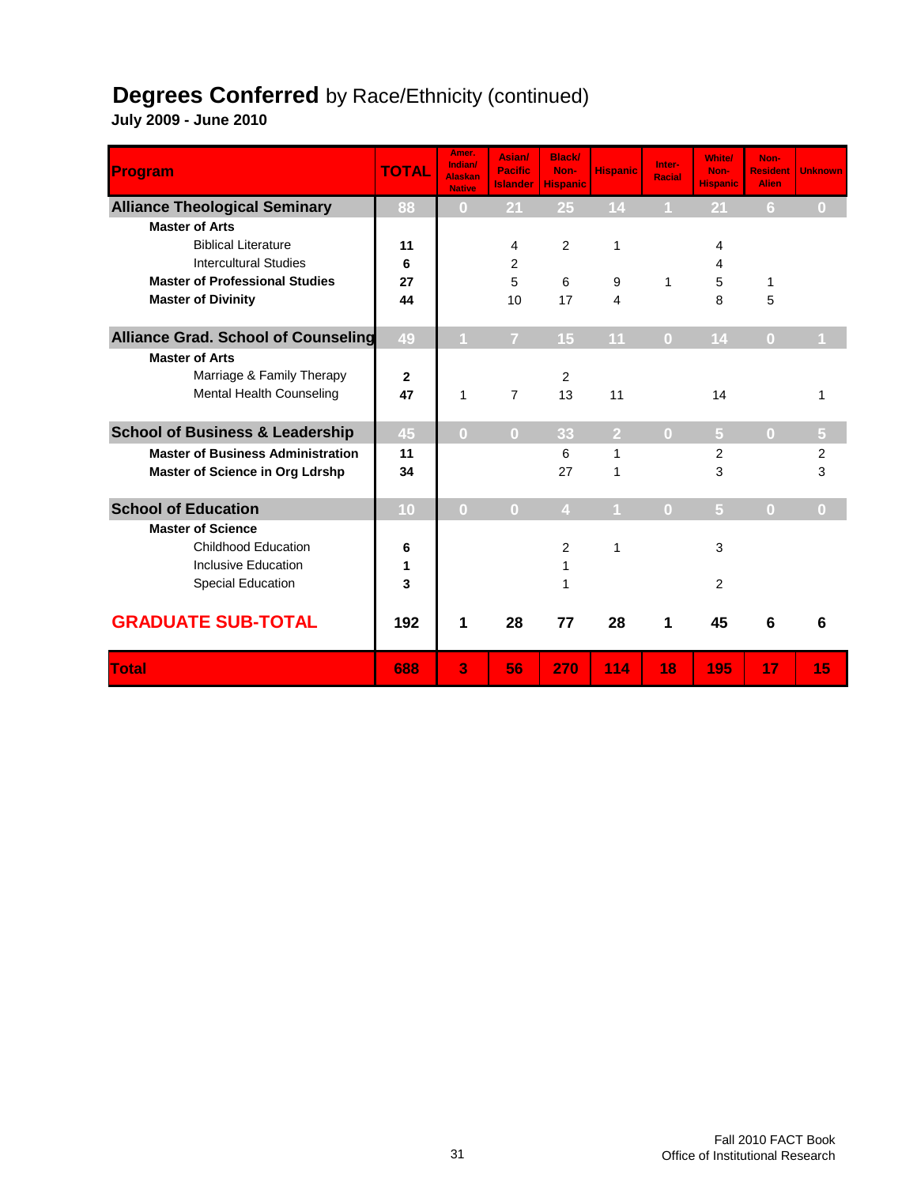# **Degrees Conferred** by Race/Ethnicity (continued)

**July 2009 - June 2010**

| Program | TOTAL | Amer. Indian/ Alaskan Native | Asian/ Pacific Islander | Black/ Non-Hispanic | Hispanic | Inter-Racial | White/ Non-Hispanic | Non-Resident Alien | Unknown |
|---|---|---|---|---|---|---|---|---|---|
| **Alliance Theological Seminary** | 88 | 0 | 21 | 25 | 14 | 1 | 21 | 6 | 0 |
| **Master of Arts** | | | | | | | | | |
| Biblical Literature | **11** | | 4 | 2 | 1 | | 4 | | |
| Intercultural Studies | **6** | | 2 | | | | 4 | | |
| **Master of Professional Studies** | **27** | | 5 | 6 | 9 | 1 | 5 | 1 | |
| **Master of Divinity** | **44** | | 10 | 17 | 4 | | 8 | 5 | |
| **Alliance Grad. School of Counseling** | 49 | 1 | 7 | 15 | 11 | 0 | 14 | 0 | 1 |
| **Master of Arts** | | | | | | | | | |
| Marriage & Family Therapy | **2** | | | 2 | | | | | |
| Mental Health Counseling | **47** | 1 | 7 | 13 | 11 | | 14 | | 1 |
| **School of Business & Leadership** | 45 | 0 | 0 | 33 | 2 | 0 | 5 | 0 | 5 |
| **Master of Business Administration** | **11** | | | 6 | 1 | | 2 | | 2 |
| **Master of Science in Org Ldrshp** | **34** | | | 27 | 1 | | 3 | | 3 |
| **School of Education** | 10 | 0 | 0 | 4 | 1 | 0 | 5 | 0 | 0 |
| **Master of Science** | | | | | | | | | |
| Childhood Education | **6** | | | 2 | 1 | | 3 | | |
| Inclusive Education | **1** | | | 1 | | | | | |
| Special Education | **3** | | | 1 | | | 2 | | |
| **GRADUATE SUB-TOTAL** | **192** | **1** | **28** | **77** | **28** | **1** | **45** | **6** | **6** |
| **Total** | **688** | **3** | **56** | **270** | **114** | **18** | **195** | **17** | **15** |

Fall 2010 FACT Book
Office of Institutional Research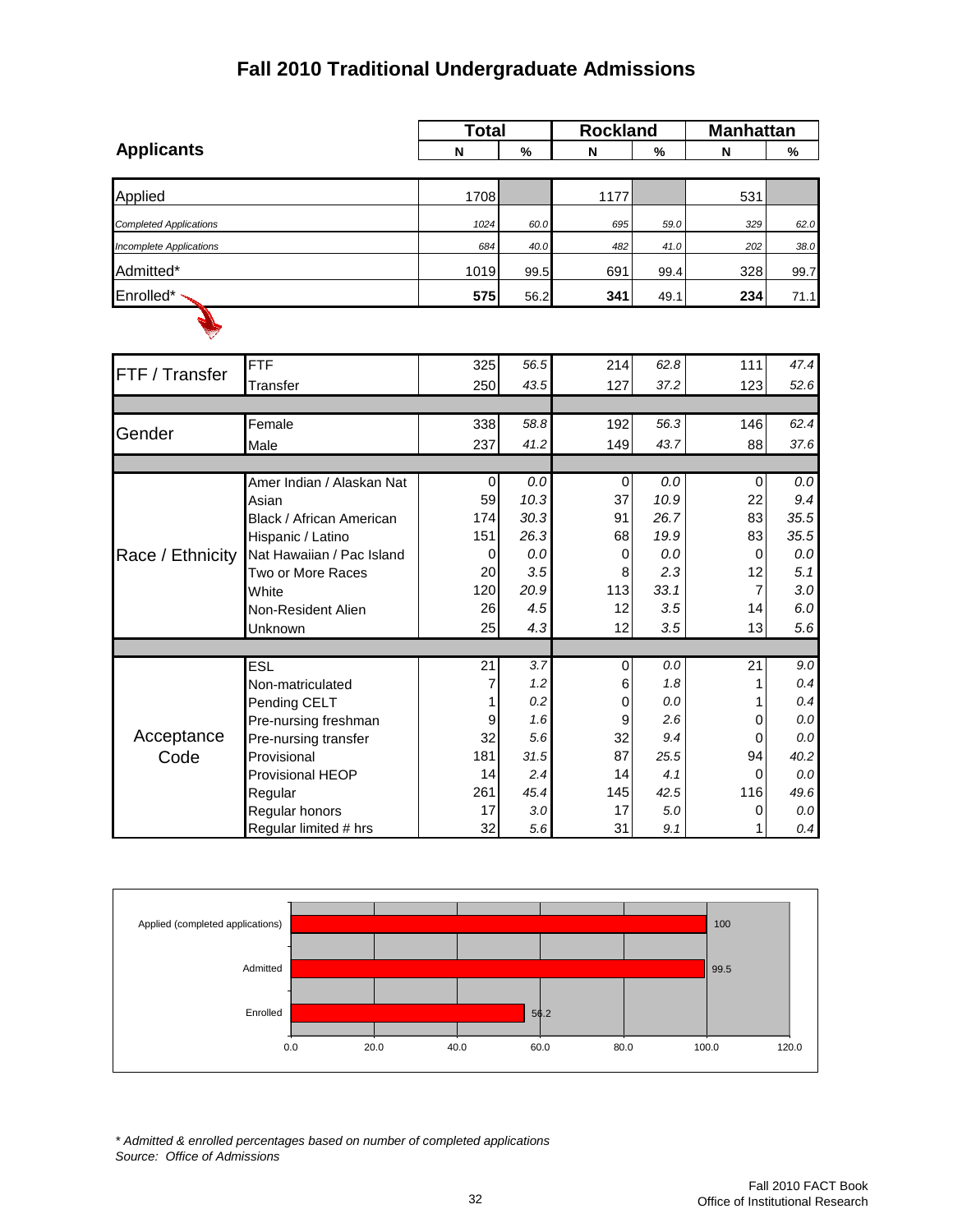# Fall 2010 Traditional Undergraduate Admissions

| Applicants | | Total | | Rockland | | Manhattan | |
|---|---|---|---|---|---|---|---|
| | | N | % | N | % | N | % |
| Applied | | 1708 | | 1177 | | 531 | |
| *Completed Applications* | | *1024* | *60.0* | *695* | *59.0* | *329* | *62.0* |
| *Incomplete Applications* | | *684* | *40.0* | *482* | *41.0* | *202* | *38.0* |
| Admitted* | | 1019 | 99.5 | 691 | 99.4 | 328 | 99.7 |
| Enrolled* | | **575** | 56.2 | **341** | 49.1 | **234** | 71.1 |
| FTF / Transfer | FTF | 325 | *56.5* | 214 | *62.8* | 111 | *47.4* |
| | Transfer | 250 | *43.5* | 127 | *37.2* | 123 | *52.6* |
| Gender | Female | 338 | *58.8* | 192 | *56.3* | 146 | *62.4* |
| | Male | 237 | *41.2* | 149 | *43.7* | 88 | *37.6* |
| Race / Ethnicity | Amer Indian / Alaskan Nat | 0 | *0.0* | 0 | *0.0* | 0 | *0.0* |
| | Asian | 59 | *10.3* | 37 | *10.9* | 22 | *9.4* |
| | Black / African American | 174 | *30.3* | 91 | *26.7* | 83 | *35.5* |
| | Hispanic / Latino | 151 | *26.3* | 68 | *19.9* | 83 | *35.5* |
| | Nat Hawaiian / Pac Island | 0 | *0.0* | 0 | *0.0* | 0 | *0.0* |
| | Two or More Races | 20 | *3.5* | 8 | *2.3* | 12 | *5.1* |
| | White | 120 | *20.9* | 113 | *33.1* | 7 | *3.0* |
| | Non-Resident Alien | 26 | *4.5* | 12 | *3.5* | 14 | *6.0* |
| | Unknown | 25 | *4.3* | 12 | *3.5* | 13 | *5.6* |
| Acceptance Code | ESL | 21 | *3.7* | 0 | *0.0* | 21 | *9.0* |
| | Non-matriculated | 7 | *1.2* | 6 | *1.8* | 1 | *0.4* |
| | Pending CELT | 1 | *0.2* | 0 | *0.0* | 1 | *0.4* |
| | Pre-nursing freshman | 9 | *1.6* | 9 | *2.6* | 0 | *0.0* |
| | Pre-nursing transfer | 32 | *5.6* | 32 | *9.4* | 0 | *0.0* |
| | Provisional | 181 | *31.5* | 87 | *25.5* | 94 | *40.2* |
| | Provisional HEOP | 14 | *2.4* | 14 | *4.1* | 0 | *0.0* |
| | Regular | 261 | *45.4* | 145 | *42.5* | 116 | *49.6* |
| | Regular honors | 17 | *3.0* | 17 | *5.0* | 0 | *0.0* |
| | Regular limited # hrs | 32 | *5.6* | 31 | *9.1* | 1 | *0.4* |

| | % |
|---|---|
| Applied (completed applications) | 100 |
| Admitted | 99.5 |
| Enrolled | 56.2 |

*\* Admitted & enrolled percentages based on number of completed applications*
*Source: Office of Admissions*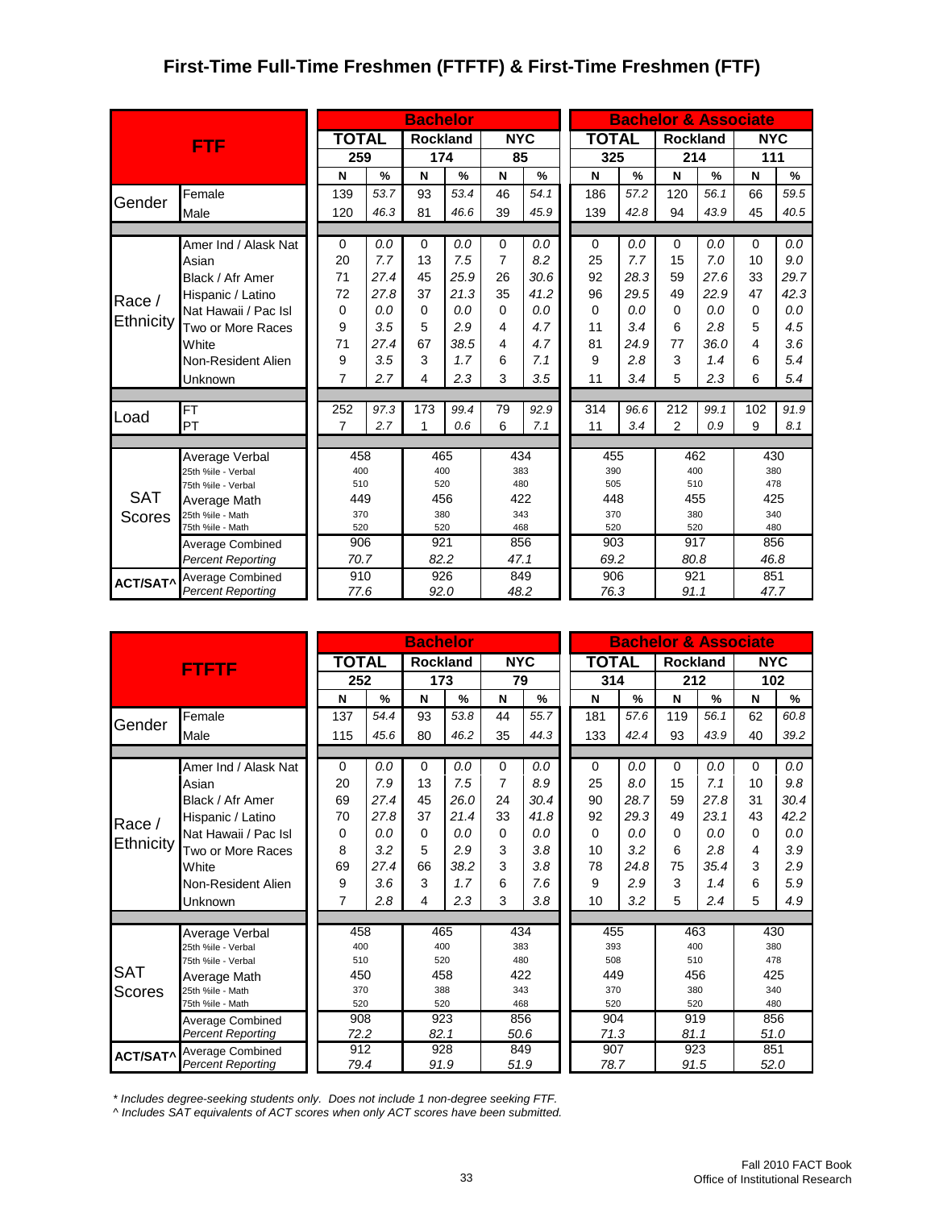# First-Time Full-Time Freshmen (FTFTF) & First-Time Freshmen (FTF)

| FTF | | Bachelor | | | | | | Bachelor & Associate | | | | | |
|---|---|---|---|---|---|---|---|---|---|---|---|---|---|
| | | TOTAL | | Rockland | | NYC | | TOTAL | | Rockland | | NYC | |
| | | 259 | | 174 | | 85 | | 325 | | 214 | | 111 | |
| | | N | % | N | % | N | % | N | % | N | % | N | % |
| Gender | Female | 139 | 53.7 | 93 | 53.4 | 46 | 54.1 | 186 | 57.2 | 120 | 56.1 | 66 | 59.5 |
| | Male | 120 | 46.3 | 81 | 46.6 | 39 | 45.9 | 139 | 42.8 | 94 | 43.9 | 45 | 40.5 |
| Race / Ethnicity | Amer Ind / Alask Nat | 0 | 0.0 | 0 | 0.0 | 0 | 0.0 | 0 | 0.0 | 0 | 0.0 | 0 | 0.0 |
| | Asian | 20 | 7.7 | 13 | 7.5 | 7 | 8.2 | 25 | 7.7 | 15 | 7.0 | 10 | 9.0 |
| | Black / Afr Amer | 71 | 27.4 | 45 | 25.9 | 26 | 30.6 | 92 | 28.3 | 59 | 27.6 | 33 | 29.7 |
| | Hispanic / Latino | 72 | 27.8 | 37 | 21.3 | 35 | 41.2 | 96 | 29.5 | 49 | 22.9 | 47 | 42.3 |
| | Nat Hawaii / Pac Isl | 0 | 0.0 | 0 | 0.0 | 0 | 0.0 | 0 | 0.0 | 0 | 0.0 | 0 | 0.0 |
| | Two or More Races | 9 | 3.5 | 5 | 2.9 | 4 | 4.7 | 11 | 3.4 | 6 | 2.8 | 5 | 4.5 |
| | White | 71 | 27.4 | 67 | 38.5 | 4 | 4.7 | 81 | 24.9 | 77 | 36.0 | 4 | 3.6 |
| | Non-Resident Alien | 9 | 3.5 | 3 | 1.7 | 6 | 7.1 | 9 | 2.8 | 3 | 1.4 | 6 | 5.4 |
| | Unknown | 7 | 2.7 | 4 | 2.3 | 3 | 3.5 | 11 | 3.4 | 5 | 2.3 | 6 | 5.4 |
| Load | FT | 252 | 97.3 | 173 | 99.4 | 79 | 92.9 | 314 | 96.6 | 212 | 99.1 | 102 | 91.9 |
| | PT | 7 | 2.7 | 1 | 0.6 | 6 | 7.1 | 11 | 3.4 | 2 | 0.9 | 9 | 8.1 |
| SAT Scores | Average Verbal | 458 | | 465 | | 434 | | 455 | | 462 | | 430 | |
| | 25th %ile - Verbal | 400 | | 400 | | 383 | | 390 | | 400 | | 380 | |
| | 75th %ile - Verbal | 510 | | 520 | | 480 | | 505 | | 510 | | 478 | |
| | Average Math | 449 | | 456 | | 422 | | 448 | | 455 | | 425 | |
| | 25th %ile - Math | 370 | | 380 | | 343 | | 370 | | 380 | | 340 | |
| | 75th %ile - Math | 520 | | 520 | | 468 | | 520 | | 520 | | 480 | |
| | Average Combined | 906 | | 921 | | 856 | | 903 | | 917 | | 856 | |
| | *Percent Reporting* | 70.7 | | 82.2 | | 47.1 | | 69.2 | | 80.8 | | 46.8 | |
| ACT/SAT^ | Average Combined | 910 | | 926 | | 849 | | 906 | | 921 | | 851 | |
| | *Percent Reporting* | 77.6 | | 92.0 | | 48.2 | | 76.3 | | 91.1 | | 47.7 | |

| FTFTF | | Bachelor | | | | | | Bachelor & Associate | | | | | |
|---|---|---|---|---|---|---|---|---|---|---|---|---|---|
| | | TOTAL | | Rockland | | NYC | | TOTAL | | Rockland | | NYC | |
| | | 252 | | 173 | | 79 | | 314 | | 212 | | 102 | |
| | | N | % | N | % | N | % | N | % | N | % | N | % |
| Gender | Female | 137 | 54.4 | 93 | 53.8 | 44 | 55.7 | 181 | 57.6 | 119 | 56.1 | 62 | 60.8 |
| | Male | 115 | 45.6 | 80 | 46.2 | 35 | 44.3 | 133 | 42.4 | 93 | 43.9 | 40 | 39.2 |
| Race / Ethnicity | Amer Ind / Alask Nat | 0 | 0.0 | 0 | 0.0 | 0 | 0.0 | 0 | 0.0 | 0 | 0.0 | 0 | 0.0 |
| | Asian | 20 | 7.9 | 13 | 7.5 | 7 | 8.9 | 25 | 8.0 | 15 | 7.1 | 10 | 9.8 |
| | Black / Afr Amer | 69 | 27.4 | 45 | 26.0 | 24 | 30.4 | 90 | 28.7 | 59 | 27.8 | 31 | 30.4 |
| | Hispanic / Latino | 70 | 27.8 | 37 | 21.4 | 33 | 41.8 | 92 | 29.3 | 49 | 23.1 | 43 | 42.2 |
| | Nat Hawaii / Pac Isl | 0 | 0.0 | 0 | 0.0 | 0 | 0.0 | 0 | 0.0 | 0 | 0.0 | 0 | 0.0 |
| | Two or More Races | 8 | 3.2 | 5 | 2.9 | 3 | 3.8 | 10 | 3.2 | 6 | 2.8 | 4 | 3.9 |
| | White | 69 | 27.4 | 66 | 38.2 | 3 | 3.8 | 78 | 24.8 | 75 | 35.4 | 3 | 2.9 |
| | Non-Resident Alien | 9 | 3.6 | 3 | 1.7 | 6 | 7.6 | 9 | 2.9 | 3 | 1.4 | 6 | 5.9 |
| | Unknown | 7 | 2.8 | 4 | 2.3 | 3 | 3.8 | 10 | 3.2 | 5 | 2.4 | 5 | 4.9 |
| SAT Scores | Average Verbal | 458 | | 465 | | 434 | | 455 | | 463 | | 430 | |
| | 25th %ile - Verbal | 400 | | 400 | | 383 | | 393 | | 400 | | 380 | |
| | 75th %ile - Verbal | 510 | | 520 | | 480 | | 508 | | 510 | | 478 | |
| | Average Math | 450 | | 458 | | 422 | | 449 | | 456 | | 425 | |
| | 25th %ile - Math | 370 | | 388 | | 343 | | 370 | | 380 | | 340 | |
| | 75th %ile - Math | 520 | | 520 | | 468 | | 520 | | 520 | | 480 | |
| | Average Combined | 908 | | 923 | | 856 | | 904 | | 919 | | 856 | |
| | *Percent Reporting* | 72.2 | | 82.1 | | 50.6 | | 71.3 | | 81.1 | | 51.0 | |
| ACT/SAT^ | Average Combined | 912 | | 928 | | 849 | | 907 | | 923 | | 851 | |
| | *Percent Reporting* | 79.4 | | 91.9 | | 51.9 | | 78.7 | | 91.5 | | 52.0 | |

*\* Includes degree-seeking students only. Does not include 1 non-degree seeking FTF.*

*^ Includes SAT equivalents of ACT scores when only ACT scores have been submitted.*

Fall 2010 FACT Book
Office of Institutional Research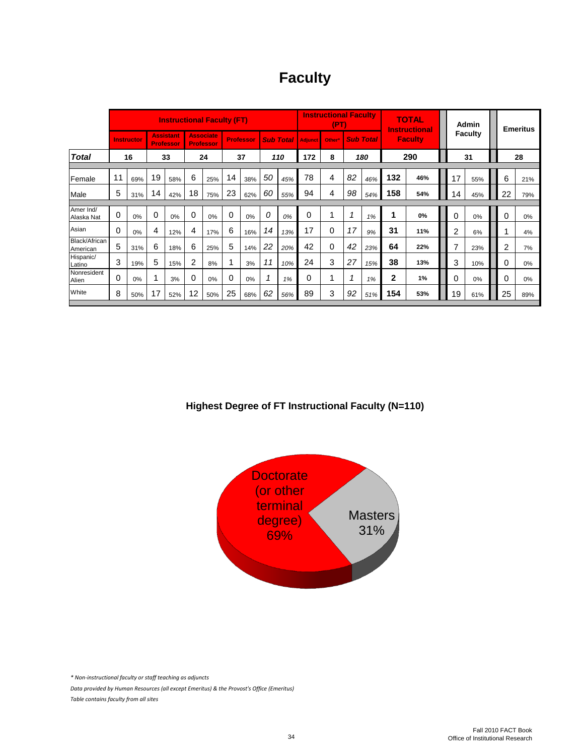# Faculty

| | Instructional Faculty (FT) | | | | | | | | | | Instructional Faculty (PT) | | | | TOTAL Instructional Faculty | | Admin Faculty | | Emeritus | |
|---|---|---|---|---|---|---|---|---|---|---|---|---|---|---|---|---|---|---|---|---|
| | Instructor | | Assistant Professor | | Associate Professor | | Professor | | Sub Total | | Adjunct | Other* | Sub Total | | | | | | | |
| **Total** | 16 | | 33 | | 24 | | 37 | | 110 | | 172 | 8 | 180 | | 290 | | 31 | | 28 | |
| Female | 11 | 69% | 19 | 58% | 6 | 25% | 14 | 38% | 50 | 45% | 78 | 4 | 82 | 46% | 132 | 46% | 17 | 55% | 6 | 21% |
| Male | 5 | 31% | 14 | 42% | 18 | 75% | 23 | 62% | 60 | 55% | 94 | 4 | 98 | 54% | 158 | 54% | 14 | 45% | 22 | 79% |
| Amer Ind/ Alaska Nat | 0 | 0% | 0 | 0% | 0 | 0% | 0 | 0% | 0 | 0% | 0 | 1 | 1 | 1% | 1 | 0% | 0 | 0% | 0 | 0% |
| Asian | 0 | 0% | 4 | 12% | 4 | 17% | 6 | 16% | 14 | 13% | 17 | 0 | 17 | 9% | 31 | 11% | 2 | 6% | 1 | 4% |
| Black/African American | 5 | 31% | 6 | 18% | 6 | 25% | 5 | 14% | 22 | 20% | 42 | 0 | 42 | 23% | 64 | 22% | 7 | 23% | 2 | 7% |
| Hispanic/ Latino | 3 | 19% | 5 | 15% | 2 | 8% | 1 | 3% | 11 | 10% | 24 | 3 | 27 | 15% | 38 | 13% | 3 | 10% | 0 | 0% |
| Nonresident Alien | 0 | 0% | 1 | 3% | 0 | 0% | 0 | 0% | 1 | 1% | 0 | 1 | 1 | 1% | 2 | 1% | 0 | 0% | 0 | 0% |
| White | 8 | 50% | 17 | 52% | 12 | 50% | 25 | 68% | 62 | 56% | 89 | 3 | 92 | 51% | 154 | 53% | 19 | 61% | 25 | 89% |

**Highest Degree of FT Instructional Faculty (N=110)**

| Degree | Percent |
|---|---|
| Doctorate (or other terminal degree) | 69% |
| Masters | 31% |

*\* Non-instructional faculty or staff teaching as adjuncts*

*Data provided by Human Resources (all except Emeritus) & the Provost's Office (Emeritus)*

*Table contains faculty from all sites*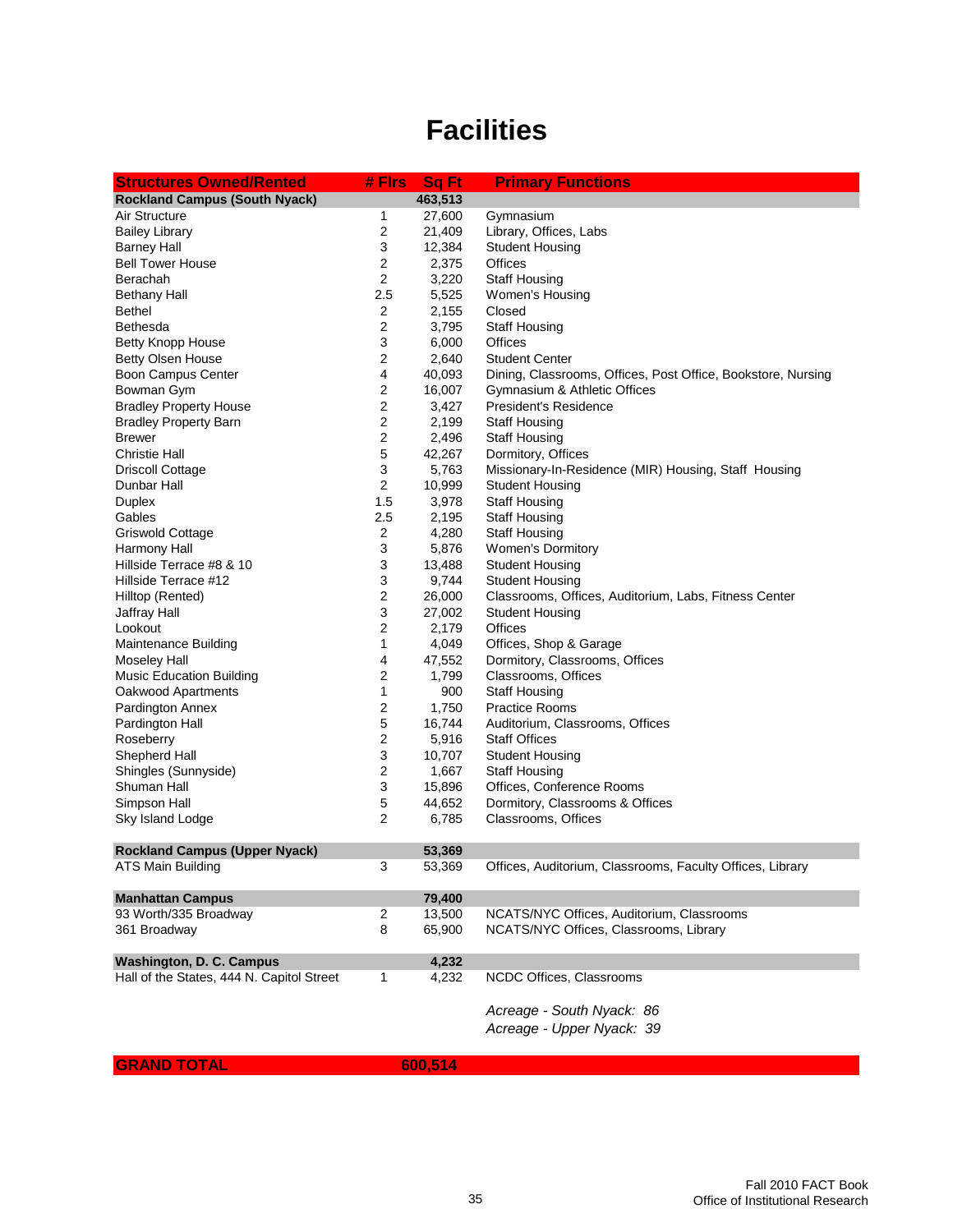# Facilities

| Structures Owned/Rented | # Flrs | Sq Ft | Primary Functions |
|---|---|---|---|
| **Rockland Campus (South Nyack)** | | **463,513** | |
| Air Structure | 1 | 27,600 | Gymnasium |
| Bailey Library | 2 | 21,409 | Library, Offices, Labs |
| Barney Hall | 3 | 12,384 | Student Housing |
| Bell Tower House | 2 | 2,375 | Offices |
| Berachah | 2 | 3,220 | Staff Housing |
| Bethany Hall | 2.5 | 5,525 | Women's Housing |
| Bethel | 2 | 2,155 | Closed |
| Bethesda | 2 | 3,795 | Staff Housing |
| Betty Knopp House | 3 | 6,000 | Offices |
| Betty Olsen House | 2 | 2,640 | Student Center |
| Boon Campus Center | 4 | 40,093 | Dining, Classrooms, Offices, Post Office, Bookstore, Nursing |
| Bowman Gym | 2 | 16,007 | Gymnasium & Athletic Offices |
| Bradley Property House | 2 | 3,427 | President's Residence |
| Bradley Property Barn | 2 | 2,199 | Staff Housing |
| Brewer | 2 | 2,496 | Staff Housing |
| Christie Hall | 5 | 42,267 | Dormitory, Offices |
| Driscoll Cottage | 3 | 5,763 | Missionary-In-Residence (MIR) Housing, Staff Housing |
| Dunbar Hall | 2 | 10,999 | Student Housing |
| Duplex | 1.5 | 3,978 | Staff Housing |
| Gables | 2.5 | 2,195 | Staff Housing |
| Griswold Cottage | 2 | 4,280 | Staff Housing |
| Harmony Hall | 3 | 5,876 | Women's Dormitory |
| Hillside Terrace #8 & 10 | 3 | 13,488 | Student Housing |
| Hillside Terrace #12 | 3 | 9,744 | Student Housing |
| Hilltop (Rented) | 2 | 26,000 | Classrooms, Offices, Auditorium, Labs, Fitness Center |
| Jaffray Hall | 3 | 27,002 | Student Housing |
| Lookout | 2 | 2,179 | Offices |
| Maintenance Building | 1 | 4,049 | Offices, Shop & Garage |
| Moseley Hall | 4 | 47,552 | Dormitory, Classrooms, Offices |
| Music Education Building | 2 | 1,799 | Classrooms, Offices |
| Oakwood Apartments | 1 | 900 | Staff Housing |
| Pardington Annex | 2 | 1,750 | Practice Rooms |
| Pardington Hall | 5 | 16,744 | Auditorium, Classrooms, Offices |
| Roseberry | 2 | 5,916 | Staff Offices |
| Shepherd Hall | 3 | 10,707 | Student Housing |
| Shingles (Sunnyside) | 2 | 1,667 | Staff Housing |
| Shuman Hall | 3 | 15,896 | Offices, Conference Rooms |
| Simpson Hall | 5 | 44,652 | Dormitory, Classrooms & Offices |
| Sky Island Lodge | 2 | 6,785 | Classrooms, Offices |
| | | | |
| **Rockland Campus (Upper Nyack)** | | **53,369** | |
| ATS Main Building | 3 | 53,369 | Offices, Auditorium, Classrooms, Faculty Offices, Library |
| | | | |
| **Manhattan Campus** | | **79,400** | |
| 93 Worth/335 Broadway | 2 | 13,500 | NCATS/NYC Offices, Auditorium, Classrooms |
| 361 Broadway | 8 | 65,900 | NCATS/NYC Offices, Classrooms, Library |
| | | | |
| **Washington, D. C. Campus** | | **4,232** | |
| Hall of the States, 444 N. Capitol Street | 1 | 4,232 | NCDC Offices, Classrooms |
| | | | *Acreage - South Nyack: 86* |
| | | | *Acreage - Upper Nyack: 39* |
| **GRAND TOTAL** | | **600,514** | |

Fall 2010 FACT Book
Office of Institutional Research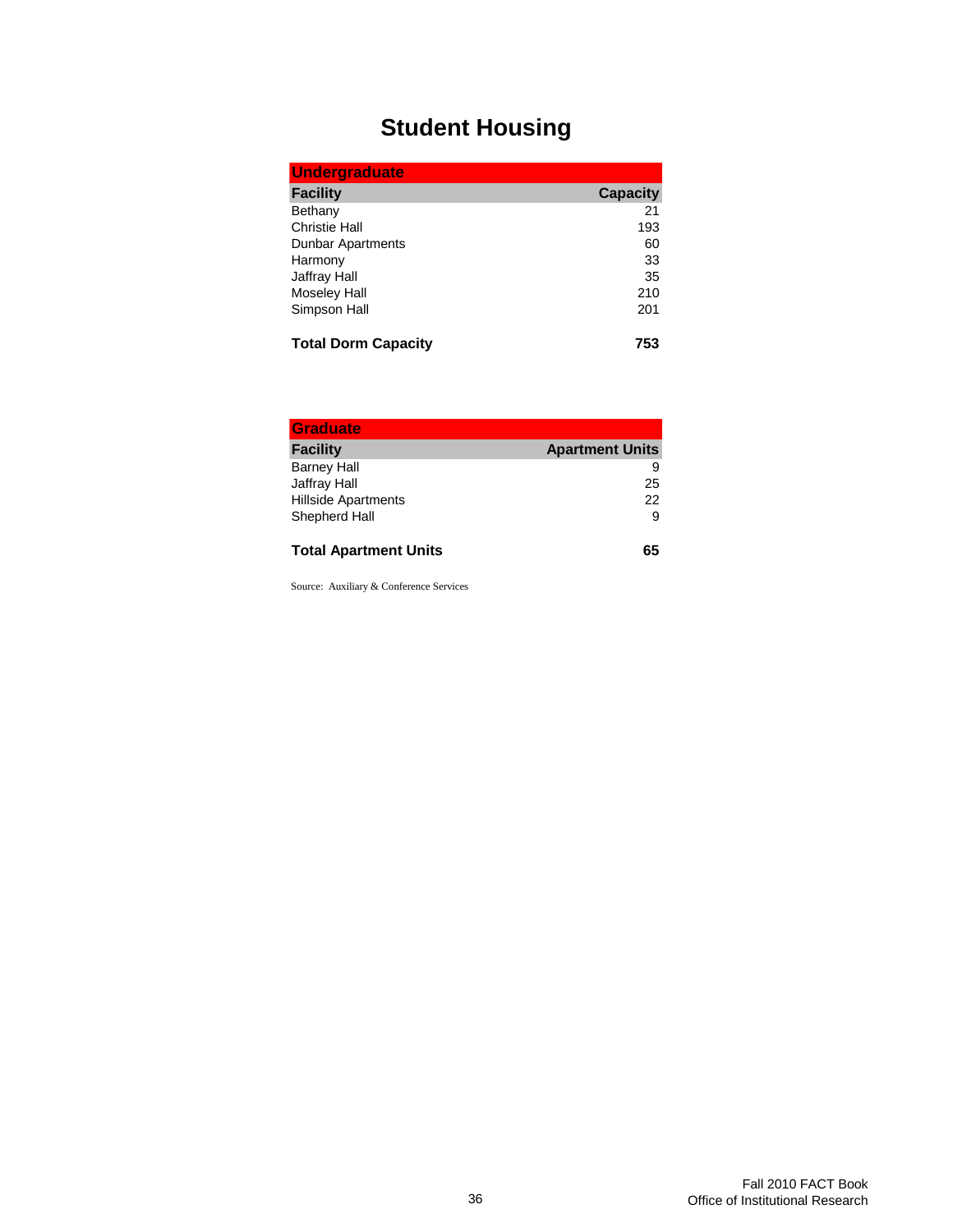# Student Housing

| Undergraduate | |
|---|---|
| **Facility** | **Capacity** |
| Bethany | 21 |
| Christie Hall | 193 |
| Dunbar Apartments | 60 |
| Harmony | 33 |
| Jaffray Hall | 35 |
| Moseley Hall | 210 |
| Simpson Hall | 201 |
| **Total Dorm Capacity** | **753** |

| Graduate | |
|---|---|
| **Facility** | **Apartment Units** |
| Barney Hall | 9 |
| Jaffray Hall | 25 |
| Hillside Apartments | 22 |
| Shepherd Hall | 9 |
| **Total Apartment Units** | **65** |

Source: Auxiliary & Conference Services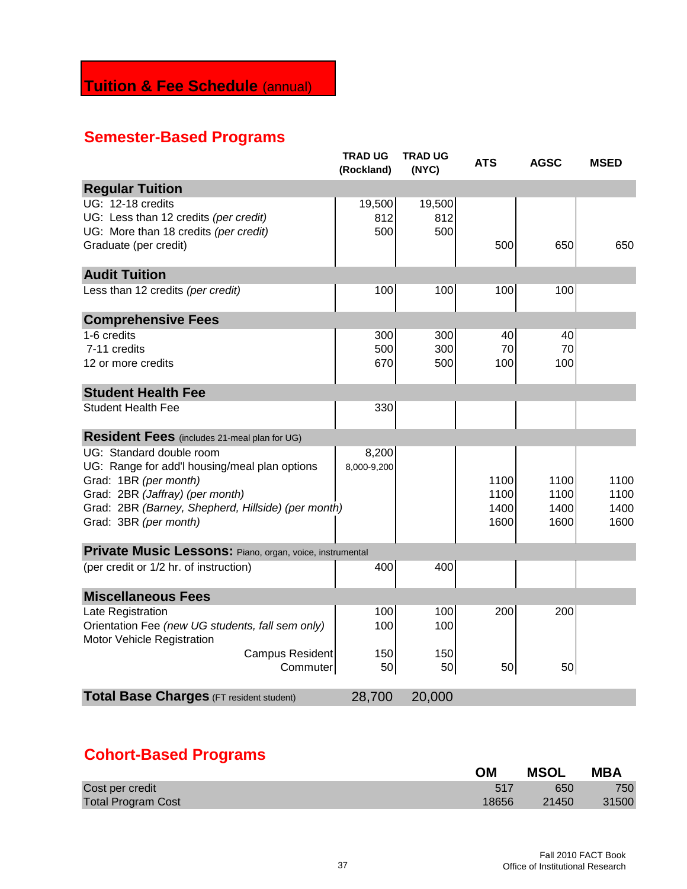# Tuition & Fee Schedule (annual)

## Semester-Based Programs

| | TRAD UG (Rockland) | TRAD UG (NYC) | ATS | AGSC | MSED |
|---|---|---|---|---|---|
| **Regular Tuition** | | | | | |
| UG: 12-18 credits | 19,500 | 19,500 | | | |
| UG: Less than 12 credits *(per credit)* | 812 | 812 | | | |
| UG: More than 18 credits *(per credit)* | 500 | 500 | | | |
| Graduate (per credit) | | | 500 | 650 | 650 |
| **Audit Tuition** | | | | | |
| Less than 12 credits *(per credit)* | 100 | 100 | 100 | 100 | |
| **Comprehensive Fees** | | | | | |
| 1-6 credits | 300 | 300 | 40 | 40 | |
| 7-11 credits | 500 | 300 | 70 | 70 | |
| 12 or more credits | 670 | 500 | 100 | 100 | |
| **Student Health Fee** | | | | | |
| Student Health Fee | 330 | | | | |
| **Resident Fees** (includes 21-meal plan for UG) | | | | | |
| UG: Standard double room | 8,200 | | | | |
| UG: Range for add'l housing/meal plan options | 8,000-9,200 | | | | |
| Grad: 1BR *(per month)* | | | 1100 | 1100 | 1100 |
| Grad: 2BR *(Jaffray) (per month)* | | | 1100 | 1100 | 1100 |
| Grad: 2BR *(Barney, Shepherd, Hillside) (per month)* | | | 1400 | 1400 | 1400 |
| Grad: 3BR *(per month)* | | | 1600 | 1600 | 1600 |
| **Private Music Lessons:** Piano, organ, voice, instrumental | | | | | |
| (per credit or 1/2 hr. of instruction) | 400 | 400 | | | |
| **Miscellaneous Fees** | | | | | |
| Late Registration | 100 | 100 | 200 | 200 | |
| Orientation Fee *(new UG students, fall sem only)* | 100 | 100 | | | |
| Motor Vehicle Registration | | | | | |
| Campus Resident | 150 | 150 | | | |
| Commuter | 50 | 50 | 50 | 50 | |
| **Total Base Charges** (FT resident student) | 28,700 | 20,000 | | | |

## Cohort-Based Programs

| | OM | MSOL | MBA |
|---|---|---|---|
| Cost per credit | 517 | 650 | 750 |
| Total Program Cost | 18656 | 21450 | 31500 |

Fall 2010 FACT Book
Office of Institutional Research